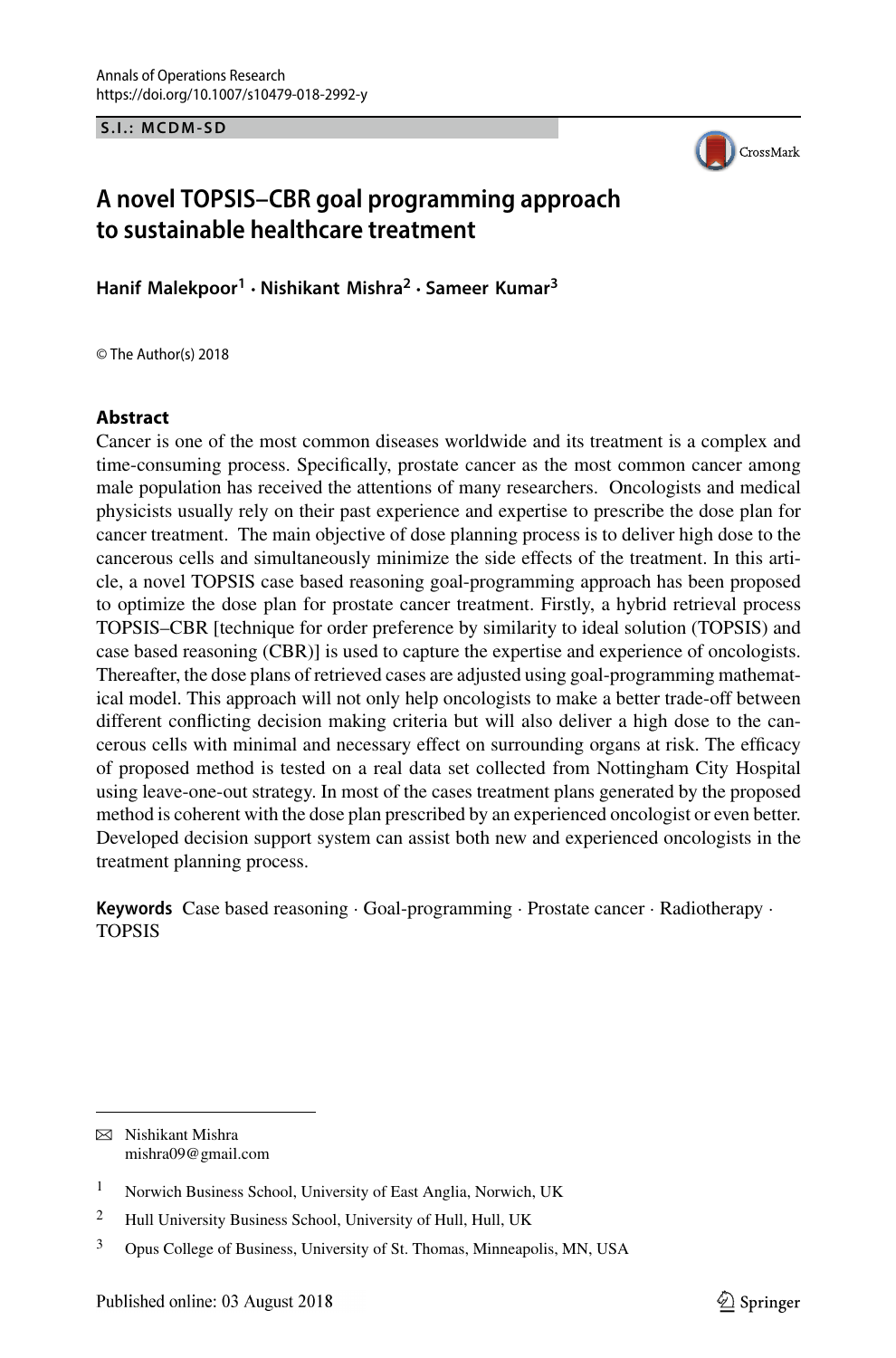S.I.: MCDM-SD

# A novel TOPSIS–CBR goal programming approach to sustainable healthcare treatment

**Hanif Malekpoor[1] · Nishikant Mishra[2] · Sameer Kumar[3]**

© The Author(s) 2018

## Abstract

Cancer is one of the most common diseases worldwide and its treatment is a complex and time-consuming process. Specifically, prostate cancer as the most common cancer among male population has received the attentions of many researchers. Oncologists and medical physicists usually rely on their past experience and expertise to prescribe the dose plan for cancer treatment. The main objective of dose planning process is to deliver high dose to the cancerous cells and simultaneously minimize the side effects of the treatment. In this article, a novel TOPSIS case based reasoning goal-programming approach has been proposed to optimize the dose plan for prostate cancer treatment. Firstly, a hybrid retrieval process TOPSIS–CBR [technique for order preference by similarity to ideal solution (TOPSIS) and case based reasoning (CBR)] is used to capture the expertise and experience of oncologists. Thereafter, the dose plans of retrieved cases are adjusted using goal-programming mathematical model. This approach will not only help oncologists to make a better trade-off between different conflicting decision making criteria but will also deliver a high dose to the cancerous cells with minimal and necessary effect on surrounding organs at risk. The efficacy of proposed method is tested on a real data set collected from Nottingham City Hospital using leave-one-out strategy. In most of the cases treatment plans generated by the proposed method is coherent with the dose plan prescribed by an experienced oncologist or even better. Developed decision support system can assist both new and experienced oncologists in the treatment planning process.

**Keywords** Case based reasoning · Goal-programming · Prostate cancer · Radiotherapy · TOPSIS

---

✉ Nishikant Mishra
mishra09@gmail.com

[1] Norwich Business School, University of East Anglia, Norwich, UK

[2] Hull University Business School, University of Hull, Hull, UK

[3] Opus College of Business, University of St. Thomas, Minneapolis, MN, USA

Published online: 03 August 2018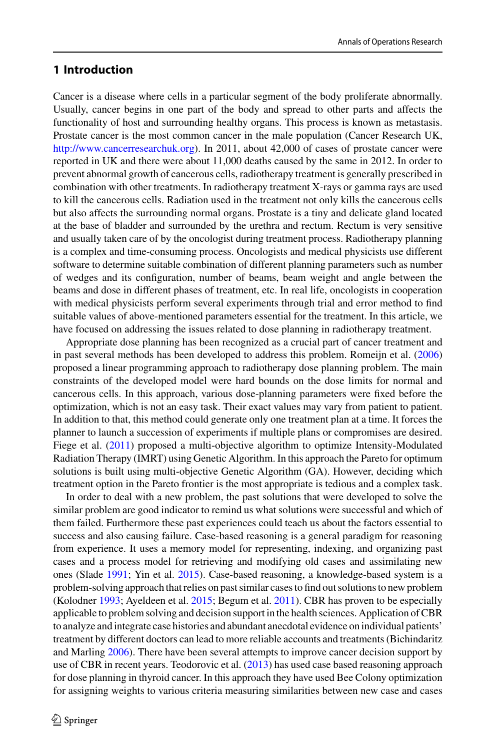## 1 Introduction

Cancer is a disease where cells in a particular segment of the body proliferate abnormally. Usually, cancer begins in one part of the body and spread to other parts and affects the functionality of host and surrounding healthy organs. This process is known as metastasis. Prostate cancer is the most common cancer in the male population (Cancer Research UK, http://www.cancerresearchuk.org). In 2011, about 42,000 of cases of prostate cancer were reported in UK and there were about 11,000 deaths caused by the same in 2012. In order to prevent abnormal growth of cancerous cells, radiotherapy treatment is generally prescribed in combination with other treatments. In radiotherapy treatment X-rays or gamma rays are used to kill the cancerous cells. Radiation used in the treatment not only kills the cancerous cells but also affects the surrounding normal organs. Prostate is a tiny and delicate gland located at the base of bladder and surrounded by the urethra and rectum. Rectum is very sensitive and usually taken care of by the oncologist during treatment process. Radiotherapy planning is a complex and time-consuming process. Oncologists and medical physicists use different software to determine suitable combination of different planning parameters such as number of wedges and its configuration, number of beams, beam weight and angle between the beams and dose in different phases of treatment, etc. In real life, oncologists in cooperation with medical physicists perform several experiments through trial and error method to find suitable values of above-mentioned parameters essential for the treatment. In this article, we have focused on addressing the issues related to dose planning in radiotherapy treatment.

Appropriate dose planning has been recognized as a crucial part of cancer treatment and in past several methods has been developed to address this problem. Romeijn et al. (2006) proposed a linear programming approach to radiotherapy dose planning problem. The main constraints of the developed model were hard bounds on the dose limits for normal and cancerous cells. In this approach, various dose-planning parameters were fixed before the optimization, which is not an easy task. Their exact values may vary from patient to patient. In addition to that, this method could generate only one treatment plan at a time. It forces the planner to launch a succession of experiments if multiple plans or compromises are desired. Fiege et al. (2011) proposed a multi-objective algorithm to optimize Intensity-Modulated Radiation Therapy (IMRT) using Genetic Algorithm. In this approach the Pareto for optimum solutions is built using multi-objective Genetic Algorithm (GA). However, deciding which treatment option in the Pareto frontier is the most appropriate is tedious and a complex task.

In order to deal with a new problem, the past solutions that were developed to solve the similar problem are good indicator to remind us what solutions were successful and which of them failed. Furthermore these past experiences could teach us about the factors essential to success and also causing failure. Case-based reasoning is a general paradigm for reasoning from experience. It uses a memory model for representing, indexing, and organizing past cases and a process model for retrieving and modifying old cases and assimilating new ones (Slade 1991; Yin et al. 2015). Case-based reasoning, a knowledge-based system is a problem-solving approach that relies on past similar cases to find out solutions to new problem (Kolodner 1993; Ayeldeen et al. 2015; Begum et al. 2011). CBR has proven to be especially applicable to problem solving and decision support in the health sciences. Application of CBR to analyze and integrate case histories and abundant anecdotal evidence on individual patients' treatment by different doctors can lead to more reliable accounts and treatments (Bichindaritz and Marling 2006). There have been several attempts to improve cancer decision support by use of CBR in recent years. Teodorovic et al. (2013) has used case based reasoning approach for dose planning in thyroid cancer. In this approach they have used Bee Colony optimization for assigning weights to various criteria measuring similarities between new case and cases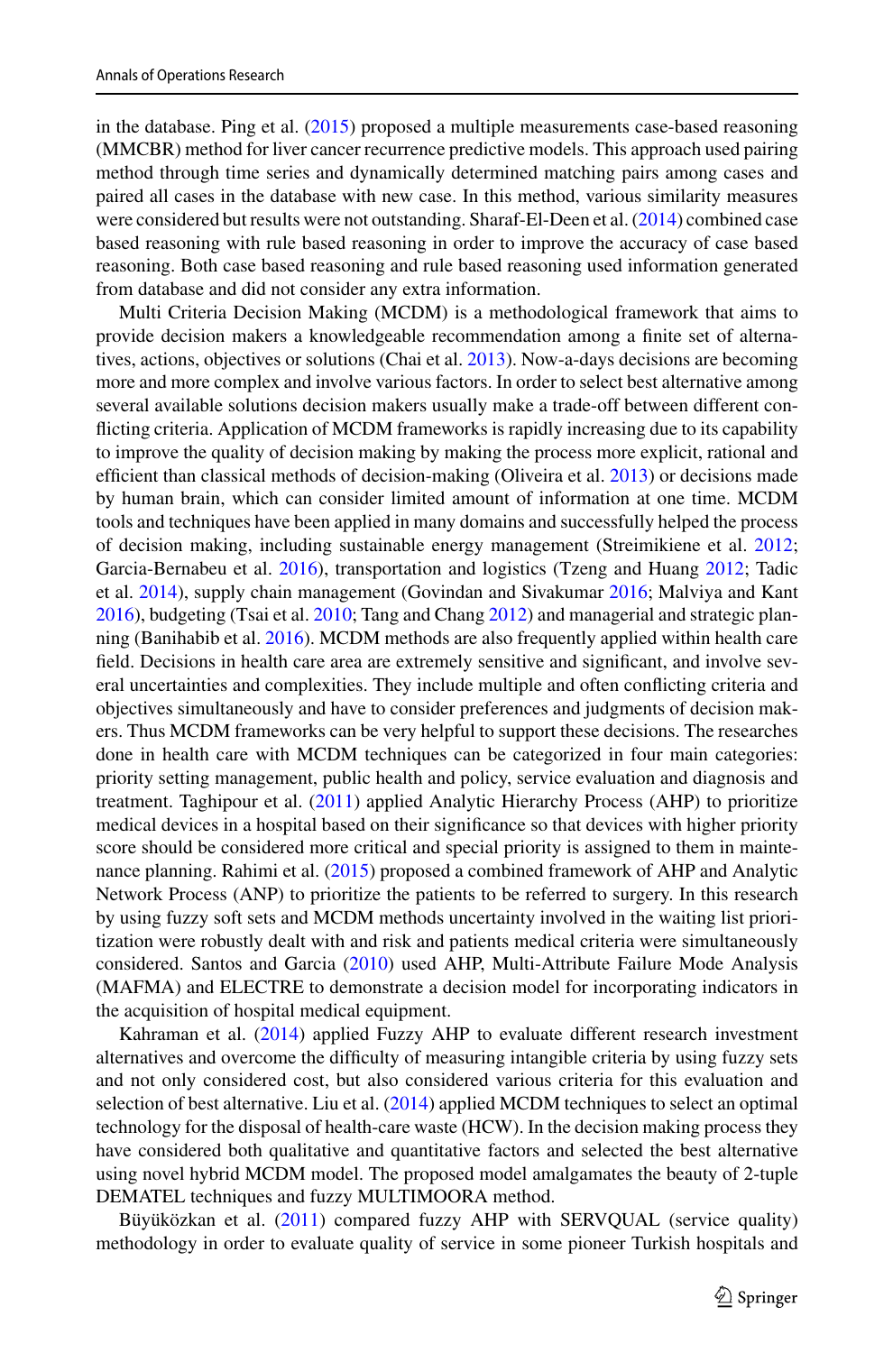in the database. Ping et al. (2015) proposed a multiple measurements case-based reasoning (MMCBR) method for liver cancer recurrence predictive models. This approach used pairing method through time series and dynamically determined matching pairs among cases and paired all cases in the database with new case. In this method, various similarity measures were considered but results were not outstanding. Sharaf-El-Deen et al. (2014) combined case based reasoning with rule based reasoning in order to improve the accuracy of case based reasoning. Both case based reasoning and rule based reasoning used information generated from database and did not consider any extra information.

Multi Criteria Decision Making (MCDM) is a methodological framework that aims to provide decision makers a knowledgeable recommendation among a finite set of alternatives, actions, objectives or solutions (Chai et al. 2013). Now-a-days decisions are becoming more and more complex and involve various factors. In order to select best alternative among several available solutions decision makers usually make a trade-off between different conflicting criteria. Application of MCDM frameworks is rapidly increasing due to its capability to improve the quality of decision making by making the process more explicit, rational and efficient than classical methods of decision-making (Oliveira et al. 2013) or decisions made by human brain, which can consider limited amount of information at one time. MCDM tools and techniques have been applied in many domains and successfully helped the process of decision making, including sustainable energy management (Streimikiene et al. 2012; Garcia-Bernabeu et al. 2016), transportation and logistics (Tzeng and Huang 2012; Tadic et al. 2014), supply chain management (Govindan and Sivakumar 2016; Malviya and Kant 2016), budgeting (Tsai et al. 2010; Tang and Chang 2012) and managerial and strategic planning (Banihabib et al. 2016). MCDM methods are also frequently applied within health care field. Decisions in health care area are extremely sensitive and significant, and involve several uncertainties and complexities. They include multiple and often conflicting criteria and objectives simultaneously and have to consider preferences and judgments of decision makers. Thus MCDM frameworks can be very helpful to support these decisions. The researches done in health care with MCDM techniques can be categorized in four main categories: priority setting management, public health and policy, service evaluation and diagnosis and treatment. Taghipour et al. (2011) applied Analytic Hierarchy Process (AHP) to prioritize medical devices in a hospital based on their significance so that devices with higher priority score should be considered more critical and special priority is assigned to them in maintenance planning. Rahimi et al. (2015) proposed a combined framework of AHP and Analytic Network Process (ANP) to prioritize the patients to be referred to surgery. In this research by using fuzzy soft sets and MCDM methods uncertainty involved in the waiting list prioritization were robustly dealt with and risk and patients medical criteria were simultaneously considered. Santos and Garcia (2010) used AHP, Multi-Attribute Failure Mode Analysis (MAFMA) and ELECTRE to demonstrate a decision model for incorporating indicators in the acquisition of hospital medical equipment.

Kahraman et al. (2014) applied Fuzzy AHP to evaluate different research investment alternatives and overcome the difficulty of measuring intangible criteria by using fuzzy sets and not only considered cost, but also considered various criteria for this evaluation and selection of best alternative. Liu et al. (2014) applied MCDM techniques to select an optimal technology for the disposal of health-care waste (HCW). In the decision making process they have considered both qualitative and quantitative factors and selected the best alternative using novel hybrid MCDM model. The proposed model amalgamates the beauty of 2-tuple DEMATEL techniques and fuzzy MULTIMOORA method.

Büyüközkan et al. (2011) compared fuzzy AHP with SERVQUAL (service quality) methodology in order to evaluate quality of service in some pioneer Turkish hospitals and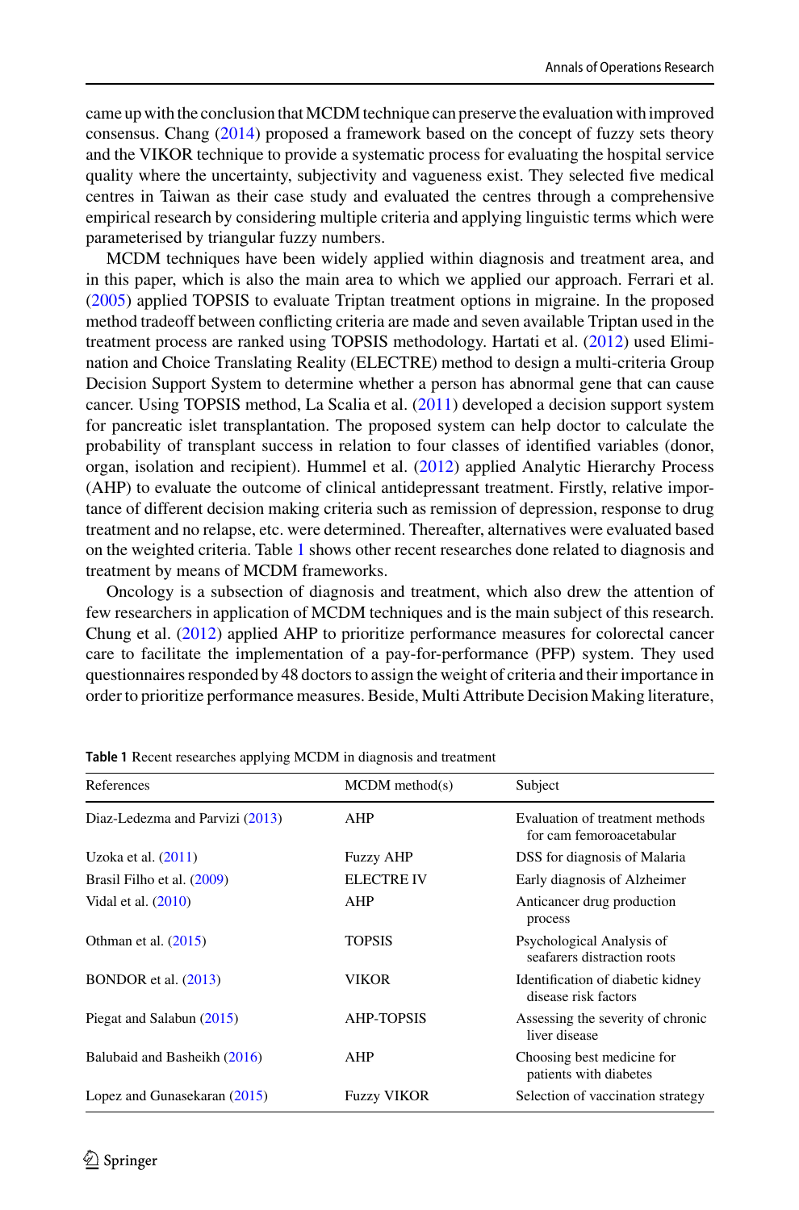came up with the conclusion that MCDM technique can preserve the evaluation with improved consensus. Chang (2014) proposed a framework based on the concept of fuzzy sets theory and the VIKOR technique to provide a systematic process for evaluating the hospital service quality where the uncertainty, subjectivity and vagueness exist. They selected five medical centres in Taiwan as their case study and evaluated the centres through a comprehensive empirical research by considering multiple criteria and applying linguistic terms which were parameterised by triangular fuzzy numbers.

MCDM techniques have been widely applied within diagnosis and treatment area, and in this paper, which is also the main area to which we applied our approach. Ferrari et al. (2005) applied TOPSIS to evaluate Triptan treatment options in migraine. In the proposed method tradeoff between conflicting criteria are made and seven available Triptan used in the treatment process are ranked using TOPSIS methodology. Hartati et al. (2012) used Elimination and Choice Translating Reality (ELECTRE) method to design a multi-criteria Group Decision Support System to determine whether a person has abnormal gene that can cause cancer. Using TOPSIS method, La Scalia et al. (2011) developed a decision support system for pancreatic islet transplantation. The proposed system can help doctor to calculate the probability of transplant success in relation to four classes of identified variables (donor, organ, isolation and recipient). Hummel et al. (2012) applied Analytic Hierarchy Process (AHP) to evaluate the outcome of clinical antidepressant treatment. Firstly, relative importance of different decision making criteria such as remission of depression, response to drug treatment and no relapse, etc. were determined. Thereafter, alternatives were evaluated based on the weighted criteria. Table 1 shows other recent researches done related to diagnosis and treatment by means of MCDM frameworks.

Oncology is a subsection of diagnosis and treatment, which also drew the attention of few researchers in application of MCDM techniques and is the main subject of this research. Chung et al. (2012) applied AHP to prioritize performance measures for colorectal cancer care to facilitate the implementation of a pay-for-performance (PFP) system. They used questionnaires responded by 48 doctors to assign the weight of criteria and their importance in order to prioritize performance measures. Beside, Multi Attribute Decision Making literature,

**Table 1** Recent researches applying MCDM in diagnosis and treatment

| References | MCDM method(s) | Subject |
|---|---|---|
| Diaz-Ledezma and Parvizi (2013) | AHP | Evaluation of treatment methods for cam femoroacetabular |
| Uzoka et al. (2011) | Fuzzy AHP | DSS for diagnosis of Malaria |
| Brasil Filho et al. (2009) | ELECTRE IV | Early diagnosis of Alzheimer |
| Vidal et al. (2010) | AHP | Anticancer drug production process |
| Othman et al. (2015) | TOPSIS | Psychological Analysis of seafarers distraction roots |
| BONDOR et al. (2013) | VIKOR | Identification of diabetic kidney disease risk factors |
| Piegat and Salabun (2015) | AHP-TOPSIS | Assessing the severity of chronic liver disease |
| Balubaid and Basheikh (2016) | AHP | Choosing best medicine for patients with diabetes |
| Lopez and Gunasekaran (2015) | Fuzzy VIKOR | Selection of vaccination strategy |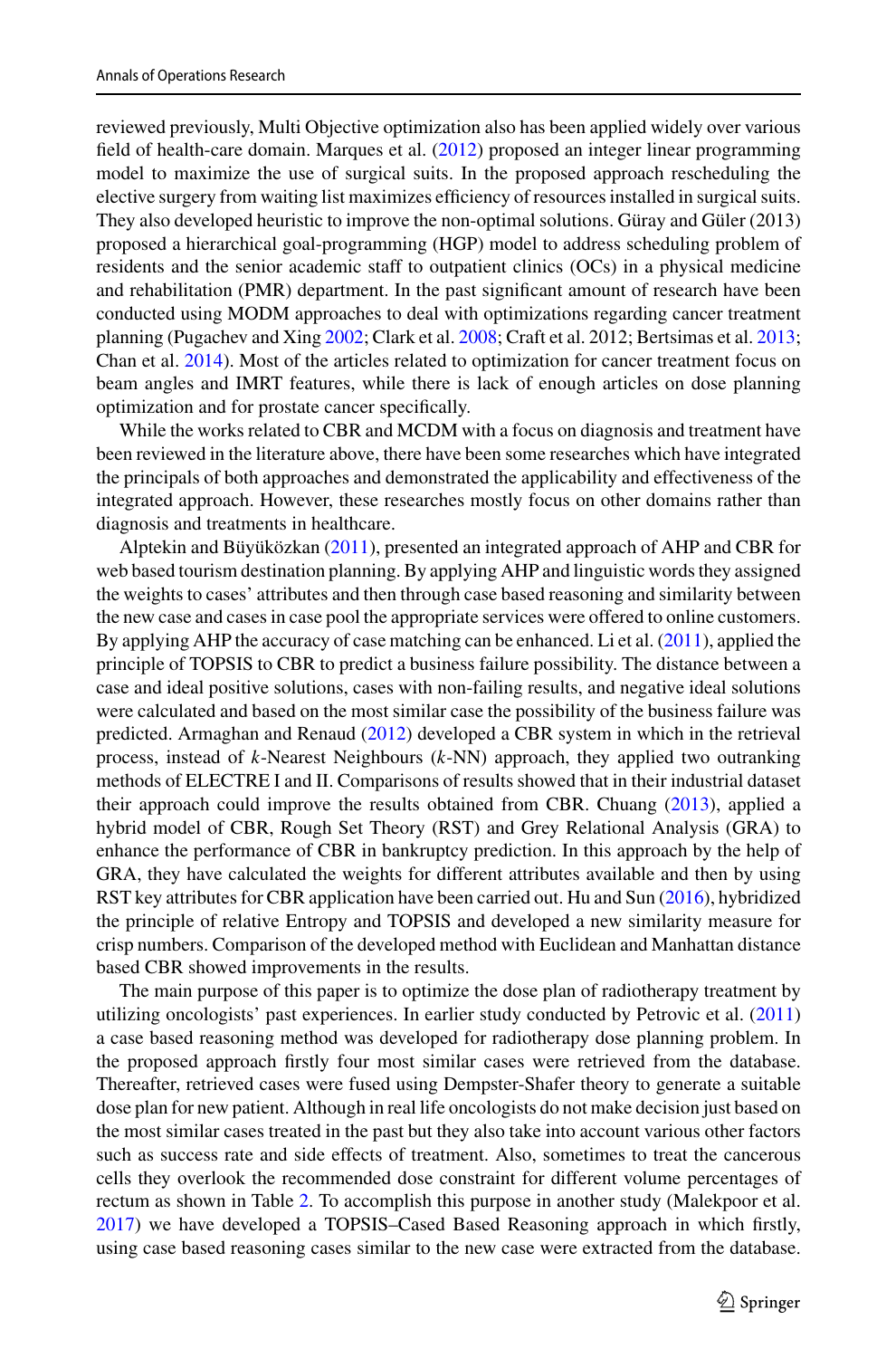reviewed previously, Multi Objective optimization also has been applied widely over various field of health-care domain. Marques et al. (2012) proposed an integer linear programming model to maximize the use of surgical suits. In the proposed approach rescheduling the elective surgery from waiting list maximizes efficiency of resources installed in surgical suits. They also developed heuristic to improve the non-optimal solutions. Güray and Güler (2013) proposed a hierarchical goal-programming (HGP) model to address scheduling problem of residents and the senior academic staff to outpatient clinics (OCs) in a physical medicine and rehabilitation (PMR) department. In the past significant amount of research have been conducted using MODM approaches to deal with optimizations regarding cancer treatment planning (Pugachev and Xing 2002; Clark et al. 2008; Craft et al. 2012; Bertsimas et al. 2013; Chan et al. 2014). Most of the articles related to optimization for cancer treatment focus on beam angles and IMRT features, while there is lack of enough articles on dose planning optimization and for prostate cancer specifically.

While the works related to CBR and MCDM with a focus on diagnosis and treatment have been reviewed in the literature above, there have been some researches which have integrated the principals of both approaches and demonstrated the applicability and effectiveness of the integrated approach. However, these researches mostly focus on other domains rather than diagnosis and treatments in healthcare.

Alptekin and Büyüközkan (2011), presented an integrated approach of AHP and CBR for web based tourism destination planning. By applying AHP and linguistic words they assigned the weights to cases' attributes and then through case based reasoning and similarity between the new case and cases in case pool the appropriate services were offered to online customers. By applying AHP the accuracy of case matching can be enhanced. Li et al. (2011), applied the principle of TOPSIS to CBR to predict a business failure possibility. The distance between a case and ideal positive solutions, cases with non-failing results, and negative ideal solutions were calculated and based on the most similar case the possibility of the business failure was predicted. Armaghan and Renaud (2012) developed a CBR system in which in the retrieval process, instead of $k$-Nearest Neighbours ($k$-NN) approach, they applied two outranking methods of ELECTRE I and II. Comparisons of results showed that in their industrial dataset their approach could improve the results obtained from CBR. Chuang (2013), applied a hybrid model of CBR, Rough Set Theory (RST) and Grey Relational Analysis (GRA) to enhance the performance of CBR in bankruptcy prediction. In this approach by the help of GRA, they have calculated the weights for different attributes available and then by using RST key attributes for CBR application have been carried out. Hu and Sun (2016), hybridized the principle of relative Entropy and TOPSIS and developed a new similarity measure for crisp numbers. Comparison of the developed method with Euclidean and Manhattan distance based CBR showed improvements in the results.

The main purpose of this paper is to optimize the dose plan of radiotherapy treatment by utilizing oncologists' past experiences. In earlier study conducted by Petrovic et al. (2011) a case based reasoning method was developed for radiotherapy dose planning problem. In the proposed approach firstly four most similar cases were retrieved from the database. Thereafter, retrieved cases were fused using Dempster-Shafer theory to generate a suitable dose plan for new patient. Although in real life oncologists do not make decision just based on the most similar cases treated in the past but they also take into account various other factors such as success rate and side effects of treatment. Also, sometimes to treat the cancerous cells they overlook the recommended dose constraint for different volume percentages of rectum as shown in Table 2. To accomplish this purpose in another study (Malekpoor et al. 2017) we have developed a TOPSIS–Cased Based Reasoning approach in which firstly, using case based reasoning cases similar to the new case were extracted from the database.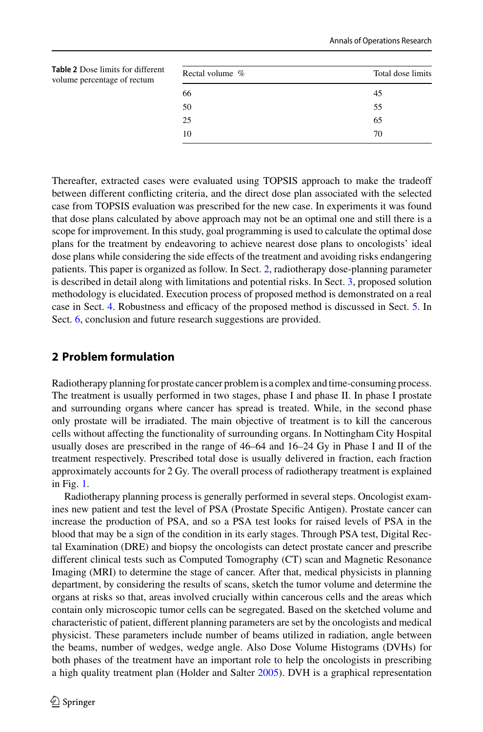**Table 2** Dose limits for different volume percentage of rectum

| Rectal volume % | Total dose limits |
|---|---|
| 66 | 45 |
| 50 | 55 |
| 25 | 65 |
| 10 | 70 |

Thereafter, extracted cases were evaluated using TOPSIS approach to make the tradeoff between different conflicting criteria, and the direct dose plan associated with the selected case from TOPSIS evaluation was prescribed for the new case. In experiments it was found that dose plans calculated by above approach may not be an optimal one and still there is a scope for improvement. In this study, goal programming is used to calculate the optimal dose plans for the treatment by endeavoring to achieve nearest dose plans to oncologists' ideal dose plans while considering the side effects of the treatment and avoiding risks endangering patients. This paper is organized as follow. In Sect. 2, radiotherapy dose-planning parameter is described in detail along with limitations and potential risks. In Sect. 3, proposed solution methodology is elucidated. Execution process of proposed method is demonstrated on a real case in Sect. 4. Robustness and efficacy of the proposed method is discussed in Sect. 5. In Sect. 6, conclusion and future research suggestions are provided.

## 2 Problem formulation

Radiotherapy planning for prostate cancer problem is a complex and time-consuming process. The treatment is usually performed in two stages, phase I and phase II. In phase I prostate and surrounding organs where cancer has spread is treated. While, in the second phase only prostate will be irradiated. The main objective of treatment is to kill the cancerous cells without affecting the functionality of surrounding organs. In Nottingham City Hospital usually doses are prescribed in the range of 46–64 and 16–24 Gy in Phase I and II of the treatment respectively. Prescribed total dose is usually delivered in fraction, each fraction approximately accounts for 2 Gy. The overall process of radiotherapy treatment is explained in Fig. 1.

Radiotherapy planning process is generally performed in several steps. Oncologist examines new patient and test the level of PSA (Prostate Specific Antigen). Prostate cancer can increase the production of PSA, and so a PSA test looks for raised levels of PSA in the blood that may be a sign of the condition in its early stages. Through PSA test, Digital Rectal Examination (DRE) and biopsy the oncologists can detect prostate cancer and prescribe different clinical tests such as Computed Tomography (CT) scan and Magnetic Resonance Imaging (MRI) to determine the stage of cancer. After that, medical physicists in planning department, by considering the results of scans, sketch the tumor volume and determine the organs at risks so that, areas involved crucially within cancerous cells and the areas which contain only microscopic tumor cells can be segregated. Based on the sketched volume and characteristic of patient, different planning parameters are set by the oncologists and medical physicist. These parameters include number of beams utilized in radiation, angle between the beams, number of wedges, wedge angle. Also Dose Volume Histograms (DVHs) for both phases of the treatment have an important role to help the oncologists in prescribing a high quality treatment plan (Holder and Salter 2005). DVH is a graphical representation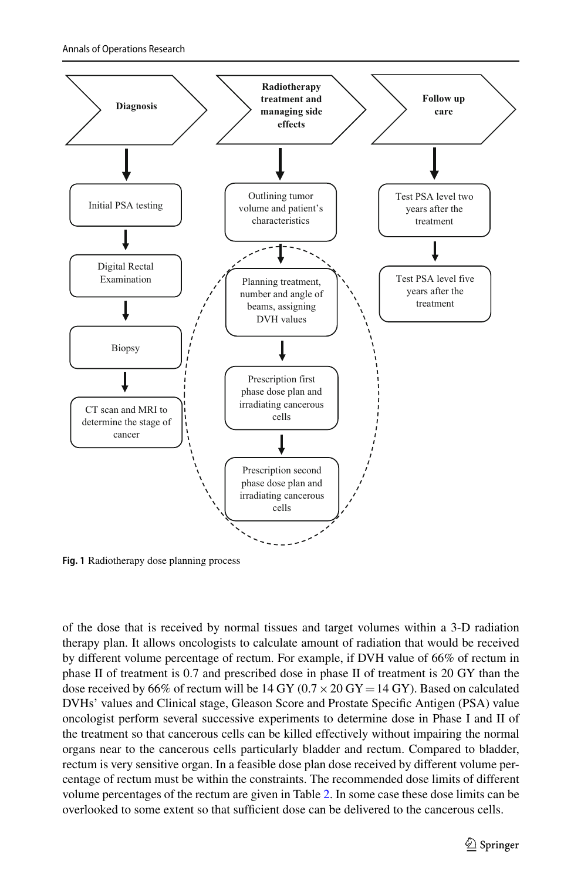Fig. 1 Radiotherapy dose planning process

of the dose that is received by normal tissues and target volumes within a 3-D radiation therapy plan. It allows oncologists to calculate amount of radiation that would be received by different volume percentage of rectum. For example, if DVH value of 66% of rectum in phase II of treatment is 0.7 and prescribed dose in phase II of treatment is 20 GY than the dose received by 66% of rectum will be 14 GY ($0.7 \times 20$ GY $= 14$ GY). Based on calculated DVHs' values and Clinical stage, Gleason Score and Prostate Specific Antigen (PSA) value oncologist perform several successive experiments to determine dose in Phase I and II of the treatment so that cancerous cells can be killed effectively without impairing the normal organs near to the cancerous cells particularly bladder and rectum. Compared to bladder, rectum is very sensitive organ. In a feasible dose plan dose received by different volume percentage of rectum must be within the constraints. The recommended dose limits of different volume percentages of the rectum are given in Table 2. In some case these dose limits can be overlooked to some extent so that sufficient dose can be delivered to the cancerous cells.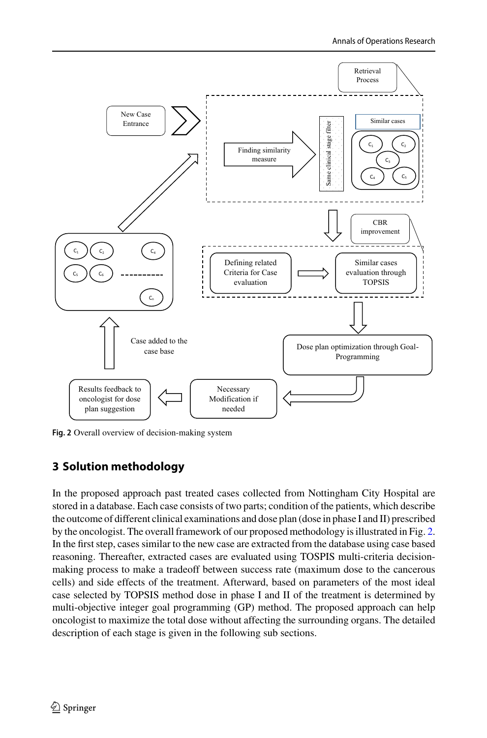Fig. 2 Overall overview of decision-making system

## 3 Solution methodology

In the proposed approach past treated cases collected from Nottingham City Hospital are stored in a database. Each case consists of two parts; condition of the patients, which describe the outcome of different clinical examinations and dose plan (dose in phase I and II) prescribed by the oncologist. The overall framework of our proposed methodology is illustrated in Fig. 2. In the first step, cases similar to the new case are extracted from the database using case based reasoning. Thereafter, extracted cases are evaluated using TOSPIS multi-criteria decision-making process to make a tradeoff between success rate (maximum dose to the cancerous cells) and side effects of the treatment. Afterward, based on parameters of the most ideal case selected by TOPSIS method dose in phase I and II of the treatment is determined by multi-objective integer goal programming (GP) method. The proposed approach can help oncologist to maximize the total dose without affecting the surrounding organs. The detailed description of each stage is given in the following sub sections.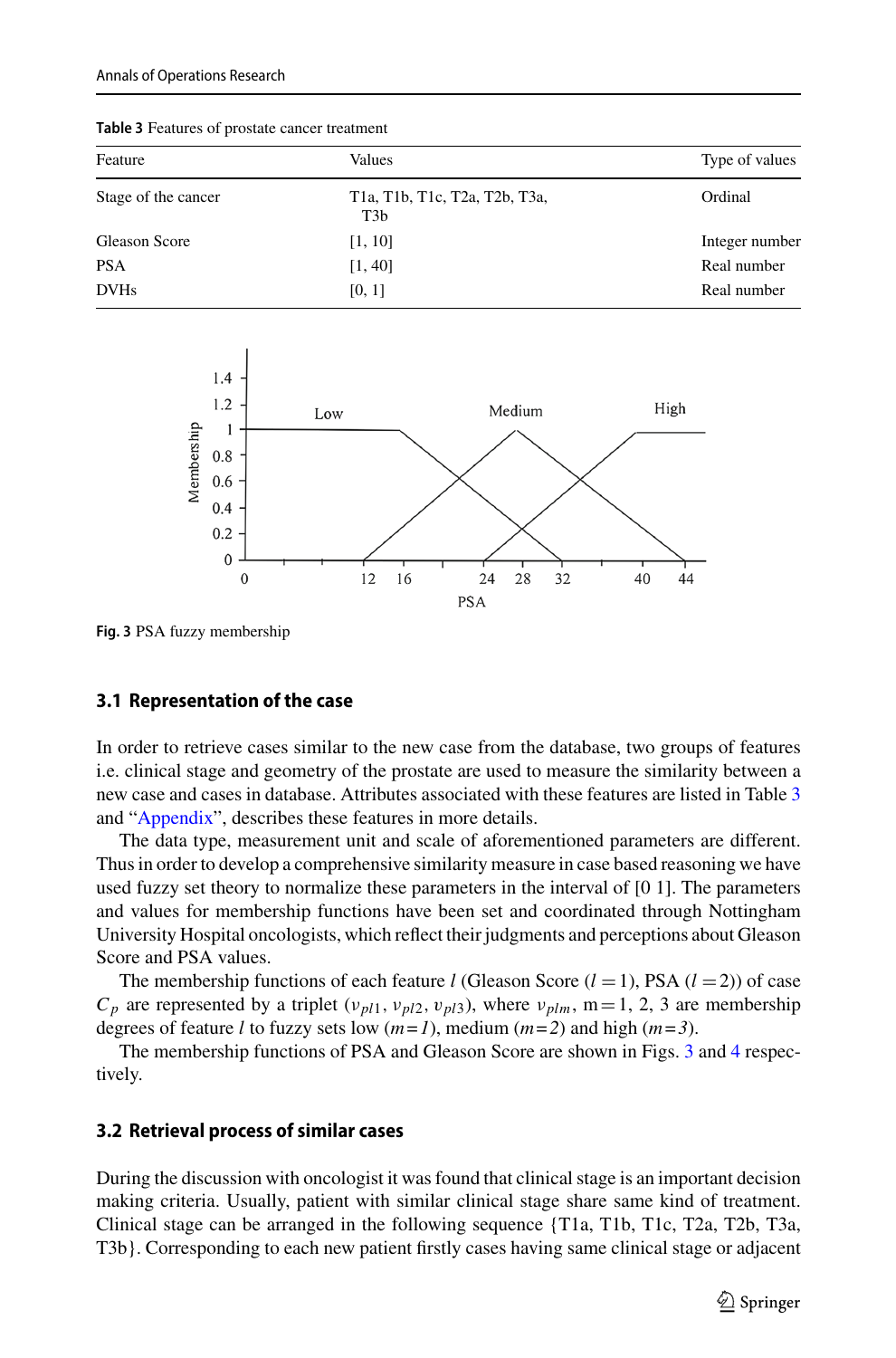**Table 3** Features of prostate cancer treatment

| Feature | Values | Type of values |
|---|---|---|
| Stage of the cancer | T1a, T1b, T1c, T2a, T2b, T3a, T3b | Ordinal |
| Gleason Score | [1, 10] | Integer number |
| PSA | [1, 40] | Real number |
| DVHs | [0, 1] | Real number |

**Fig. 3** PSA fuzzy membership

### 3.1 Representation of the case

In order to retrieve cases similar to the new case from the database, two groups of features i.e. clinical stage and geometry of the prostate are used to measure the similarity between a new case and cases in database. Attributes associated with these features are listed in Table 3 and "Appendix", describes these features in more details.

The data type, measurement unit and scale of aforementioned parameters are different. Thus in order to develop a comprehensive similarity measure in case based reasoning we have used fuzzy set theory to normalize these parameters in the interval of [0 1]. The parameters and values for membership functions have been set and coordinated through Nottingham University Hospital oncologists, which reflect their judgments and perceptions about Gleason Score and PSA values.

The membership functions of each feature $l$ (Gleason Score ($l = 1$), PSA ($l = 2$)) of case $C_p$ are represented by a triplet ($\upsilon_{pl1}$, $\upsilon_{pl2}$, $\upsilon_{pl3}$), where $\upsilon_{plm}$, m = 1, 2, 3 are membership degrees of feature $l$ to fuzzy sets low ($m = 1$), medium ($m = 2$) and high ($m = 3$).

The membership functions of PSA and Gleason Score are shown in Figs. 3 and 4 respectively.

### 3.2 Retrieval process of similar cases

During the discussion with oncologist it was found that clinical stage is an important decision making criteria. Usually, patient with similar clinical stage share same kind of treatment. Clinical stage can be arranged in the following sequence {T1a, T1b, T1c, T2a, T2b, T3a, T3b}. Corresponding to each new patient firstly cases having same clinical stage or adjacent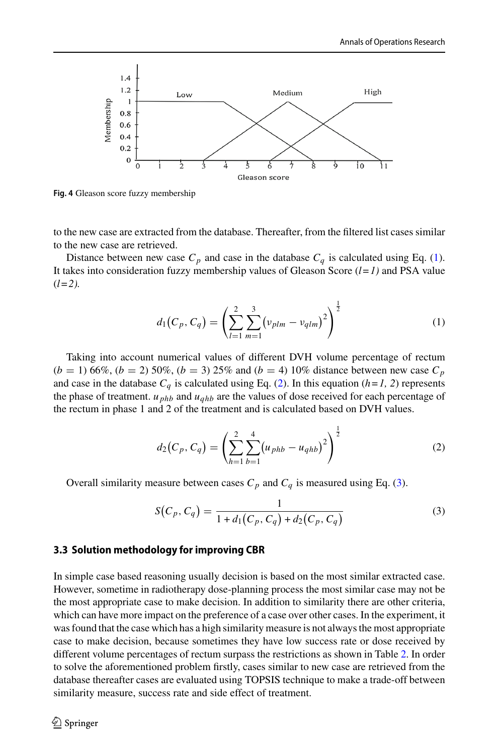**Fig. 4** Gleason score fuzzy membership

to the new case are extracted from the database. Thereafter, from the filtered list cases similar to the new case are retrieved.

Distance between new case $C_p$ and case in the database $C_q$ is calculated using Eq. (1). It takes into consideration fuzzy membership values of Gleason Score (*l=1*) and PSA value (*l=2*).

$$d_1(C_p, C_q) = \left( \sum_{l=1}^{2} \sum_{m=1}^{3} \left( v_{plm} - v_{qlm} \right)^2 \right)^{\frac{1}{2}} \tag{1}$$

Taking into account numerical values of different DVH volume percentage of rectum ($b = 1$) 66%, ($b = 2$) 50%, ($b = 3$) 25% and ($b = 4$) 10% distance between new case $C_p$ and case in the database $C_q$ is calculated using Eq. (2). In this equation ($h = 1, 2$) represents the phase of treatment. $u_{phb}$ and $u_{qhb}$ are the values of dose received for each percentage of the rectum in phase 1 and 2 of the treatment and is calculated based on DVH values.

$$d_2(C_p, C_q) = \left( \sum_{h=1}^{2} \sum_{b=1}^{4} \left( u_{phb} - u_{qhb} \right)^2 \right)^{\frac{1}{2}} \tag{2}$$

Overall similarity measure between cases $C_p$ and $C_q$ is measured using Eq. (3).

$$S(C_p, C_q) = \frac{1}{1 + d_1(C_p, C_q) + d_2(C_p, C_q)} \tag{3}$$

### 3.3 Solution methodology for improving CBR

In simple case based reasoning usually decision is based on the most similar extracted case. However, sometime in radiotherapy dose-planning process the most similar case may not be the most appropriate case to make decision. In addition to similarity there are other criteria, which can have more impact on the preference of a case over other cases. In the experiment, it was found that the case which has a high similarity measure is not always the most appropriate case to make decision, because sometimes they have low success rate or dose received by different volume percentages of rectum surpass the restrictions as shown in Table 2. In order to solve the aforementioned problem firstly, cases similar to new case are retrieved from the database thereafter cases are evaluated using TOPSIS technique to make a trade-off between similarity measure, success rate and side effect of treatment.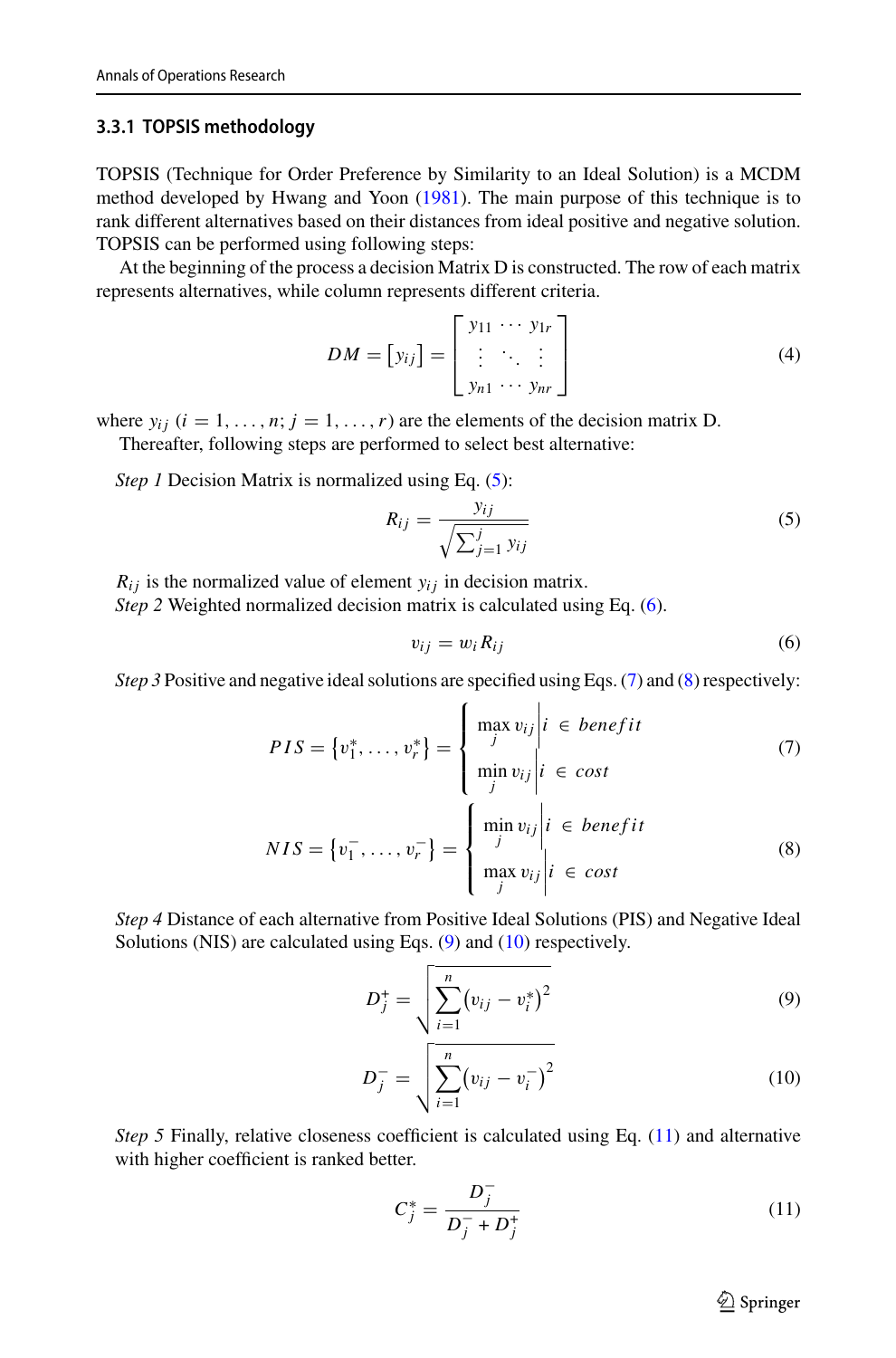### 3.3.1 TOPSIS methodology

TOPSIS (Technique for Order Preference by Similarity to an Ideal Solution) is a MCDM method developed by Hwang and Yoon (1981). The main purpose of this technique is to rank different alternatives based on their distances from ideal positive and negative solution. TOPSIS can be performed using following steps:

At the beginning of the process a decision Matrix D is constructed. The row of each matrix represents alternatives, while column represents different criteria.

$$DM = [y_{ij}] = \begin{bmatrix} y_{11} & \cdots & y_{1r} \\ \vdots & \ddots & \vdots \\ y_{n1} & \cdots & y_{nr} \end{bmatrix} \tag{4}$$

where $y_{ij}$ $(i = 1, \ldots, n; j = 1, \ldots, r)$ are the elements of the decision matrix D.

Thereafter, following steps are performed to select best alternative:

*Step 1* Decision Matrix is normalized using Eq. (5):

$$R_{ij} = \frac{y_{ij}}{\sqrt{\sum_{j=1}^{j} y_{ij}}} \tag{5}$$

$R_{ij}$ is the normalized value of element $y_{ij}$ in decision matrix.

*Step 2* Weighted normalized decision matrix is calculated using Eq. (6).

$$v_{ij} = w_i R_{ij} \tag{6}$$

*Step 3* Positive and negative ideal solutions are specified using Eqs. (7) and (8) respectively:

$$PIS = \{v_1^*, \ldots, v_r^*\} = \begin{cases} \max\limits_j v_{ij} \Big| i \in benefit \\ \min\limits_j v_{ij} \Big| i \in cost \end{cases} \tag{7}$$

$$NIS = \{v_1^-, \ldots, v_r^-\} = \begin{cases} \min\limits_j v_{ij} \Big| i \in benefit \\ \max\limits_j v_{ij} \Big| i \in cost \end{cases} \tag{8}$$

*Step 4* Distance of each alternative from Positive Ideal Solutions (PIS) and Negative Ideal Solutions (NIS) are calculated using Eqs. (9) and (10) respectively.

$$D_j^+ = \sqrt{\sum_{i=1}^{n} \left(v_{ij} - v_i^*\right)^2} \tag{9}$$

$$D_j^- = \sqrt{\sum_{i=1}^{n} \left(v_{ij} - v_i^-\right)^2} \tag{10}$$

*Step 5* Finally, relative closeness coefficient is calculated using Eq. (11) and alternative with higher coefficient is ranked better.

$$C_j^* = \frac{D_j^-}{D_j^- + D_j^+} \tag{11}$$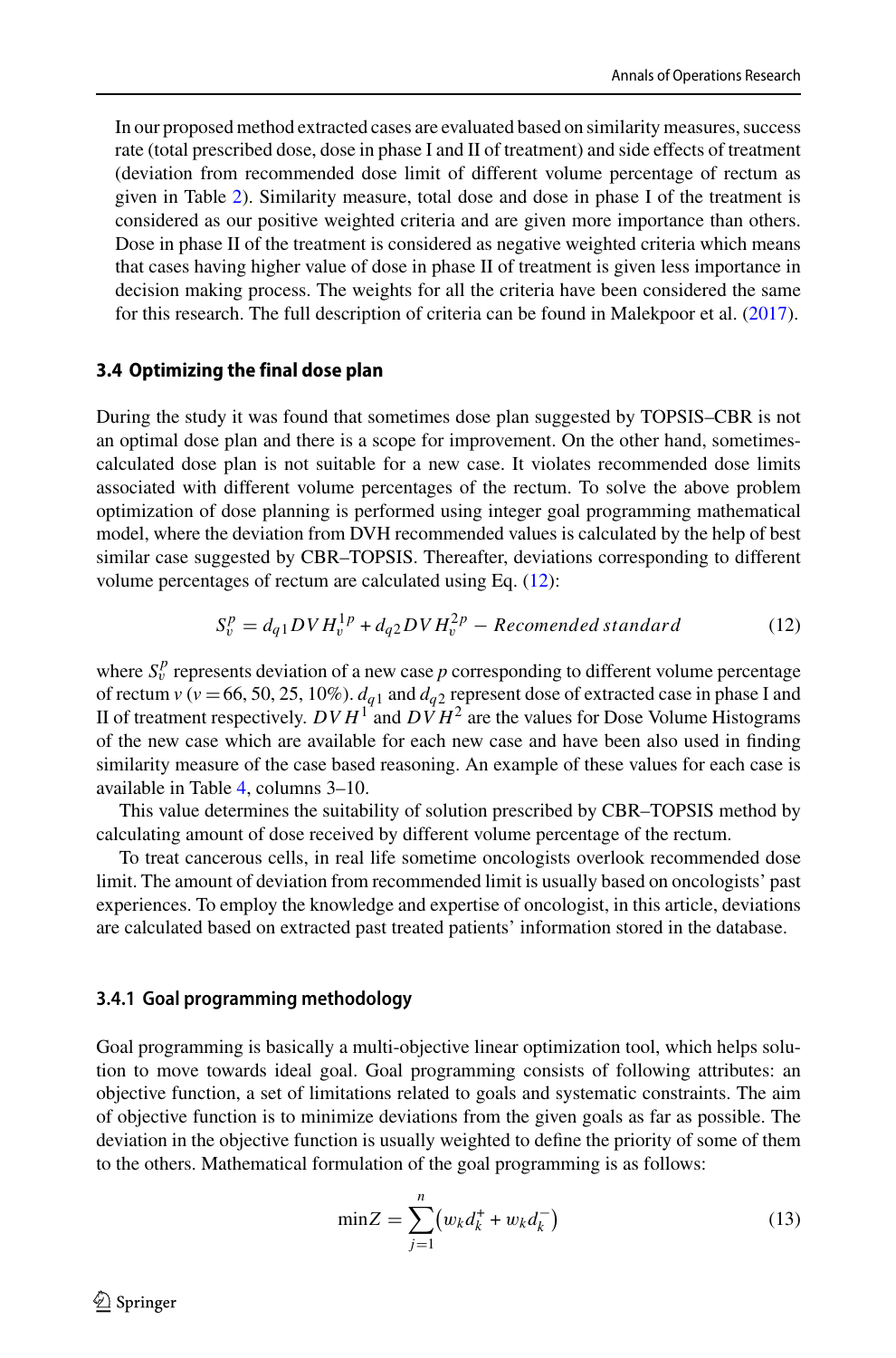In our proposed method extracted cases are evaluated based on similarity measures, success rate (total prescribed dose, dose in phase I and II of treatment) and side effects of treatment (deviation from recommended dose limit of different volume percentage of rectum as given in Table 2). Similarity measure, total dose and dose in phase I of the treatment is considered as our positive weighted criteria and are given more importance than others. Dose in phase II of the treatment is considered as negative weighted criteria which means that cases having higher value of dose in phase II of treatment is given less importance in decision making process. The weights for all the criteria have been considered the same for this research. The full description of criteria can be found in Malekpoor et al. (2017).

### 3.4 Optimizing the final dose plan

During the study it was found that sometimes dose plan suggested by TOPSIS–CBR is not an optimal dose plan and there is a scope for improvement. On the other hand, sometimes-calculated dose plan is not suitable for a new case. It violates recommended dose limits associated with different volume percentages of the rectum. To solve the above problem optimization of dose planning is performed using integer goal programming mathematical model, where the deviation from DVH recommended values is calculated by the help of best similar case suggested by CBR–TOPSIS. Thereafter, deviations corresponding to different volume percentages of rectum are calculated using Eq. (12):

$$S_v^p = d_{q1} DVH_v^{1p} + d_{q2} DVH_v^{2p} - Recomended\ standard \tag{12}$$

where $S_v^p$ represents deviation of a new case $p$ corresponding to different volume percentage of rectum $v$ ($v = 66, 50, 25, 10\%$). $d_{q1}$ and $d_{q2}$ represent dose of extracted case in phase I and II of treatment respectively. $DVH^1$ and $DVH^2$ are the values for Dose Volume Histograms of the new case which are available for each new case and have been also used in finding similarity measure of the case based reasoning. An example of these values for each case is available in Table 4, columns 3–10.

This value determines the suitability of solution prescribed by CBR–TOPSIS method by calculating amount of dose received by different volume percentage of the rectum.

To treat cancerous cells, in real life sometime oncologists overlook recommended dose limit. The amount of deviation from recommended limit is usually based on oncologists' past experiences. To employ the knowledge and expertise of oncologist, in this article, deviations are calculated based on extracted past treated patients' information stored in the database.

#### 3.4.1 Goal programming methodology

Goal programming is basically a multi-objective linear optimization tool, which helps solution to move towards ideal goal. Goal programming consists of following attributes: an objective function, a set of limitations related to goals and systematic constraints. The aim of objective function is to minimize deviations from the given goals as far as possible. The deviation in the objective function is usually weighted to define the priority of some of them to the others. Mathematical formulation of the goal programming is as follows:

$$\min Z = \sum_{j=1}^{n} \left( w_k d_k^+ + w_k d_k^- \right) \tag{13}$$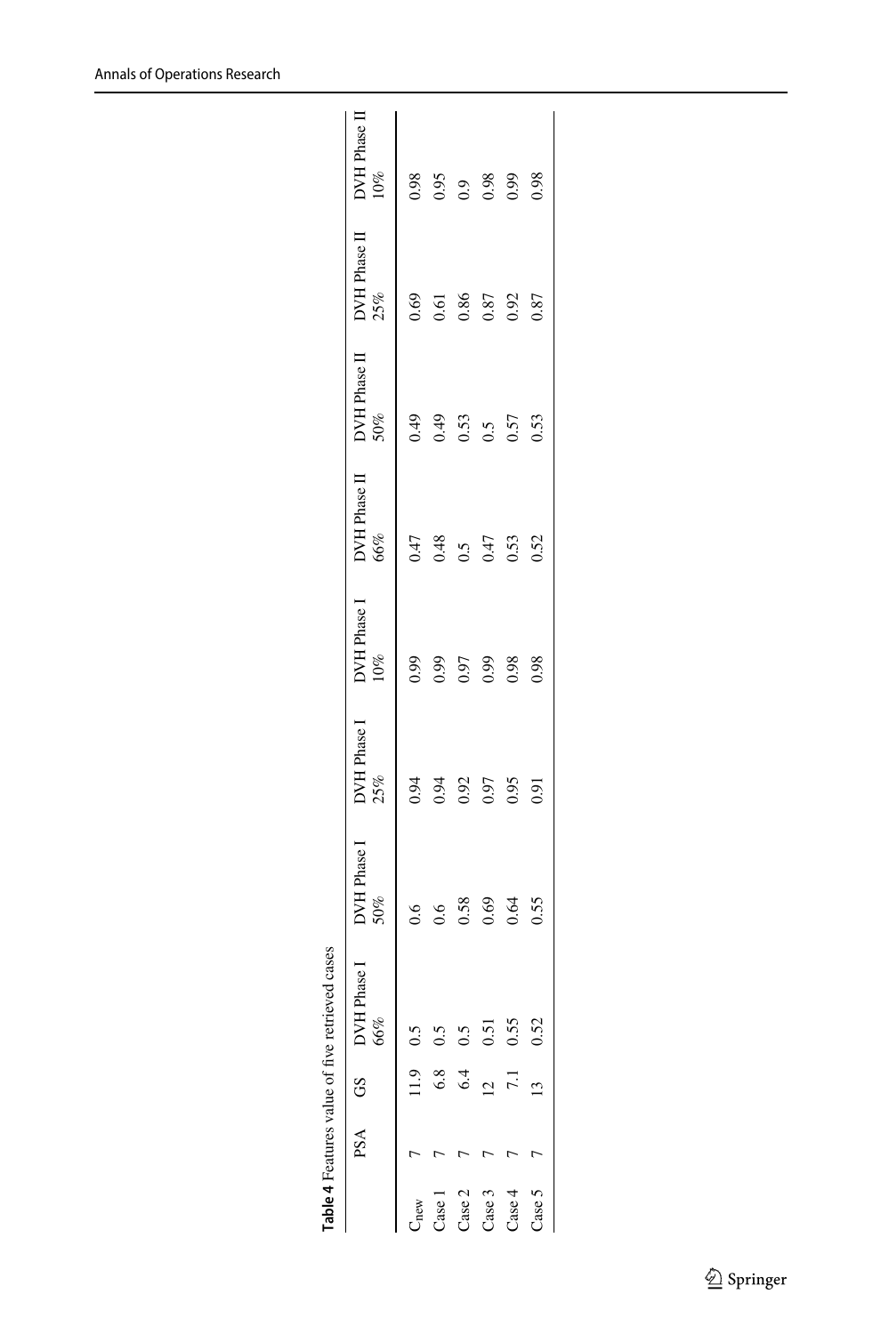**Table 4** Features value of five retrieved cases

| | PSA | GS | DVH Phase I 66% | DVH Phase I 50% | DVH Phase I 25% | DVH Phase I 10% | DVH Phase II 66% | DVH Phase II 50% | DVH Phase II 25% | DVH Phase II 10% |
|---|---|---|---|---|---|---|---|---|---|---|
| $C_{new}$ | 7 | 11.9 | 0.5 | 0.6 | 0.94 | 0.99 | 0.47 | 0.49 | 0.69 | 0.98 |
| Case 1 | 7 | 6.8 | 0.5 | 0.6 | 0.94 | 0.99 | 0.48 | 0.49 | 0.61 | 0.95 |
| Case 2 | 7 | 6.4 | 0.5 | 0.58 | 0.92 | 0.97 | 0.5 | 0.53 | 0.86 | 0.9 |
| Case 3 | 7 | 12 | 0.51 | 0.69 | 0.97 | 0.99 | 0.47 | 0.5 | 0.87 | 0.98 |
| Case 4 | 7 | 7.1 | 0.55 | 0.64 | 0.95 | 0.98 | 0.53 | 0.57 | 0.92 | 0.99 |
| Case 5 | 7 | 13 | 0.52 | 0.55 | 0.91 | 0.98 | 0.52 | 0.53 | 0.87 | 0.98 |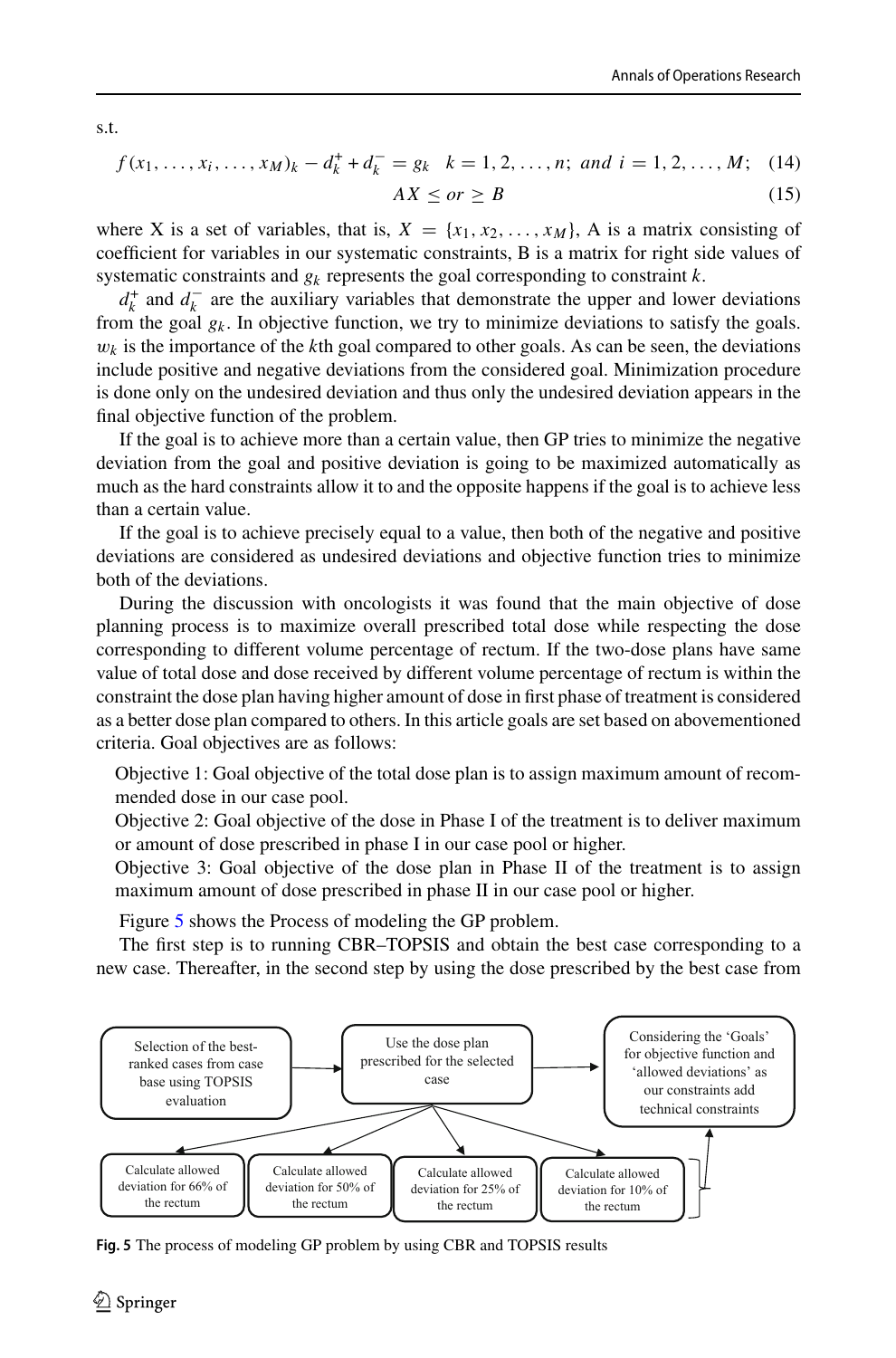s.t.

$$f(x_1, \ldots, x_i, \ldots, x_M)_k - d_k^+ + d_k^- = g_k \quad k = 1, 2, \ldots, n;\ and\ i = 1, 2, \ldots, M; \quad (14)$$

$$AX \leq or \geq B \quad (15)$$

where X is a set of variables, that is, $X = \{x_1, x_2, \ldots, x_M\}$, A is a matrix consisting of coefficient for variables in our systematic constraints, B is a matrix for right side values of systematic constraints and $g_k$ represents the goal corresponding to constraint $k$.

$d_k^+$ and $d_k^-$ are the auxiliary variables that demonstrate the upper and lower deviations from the goal $g_k$. In objective function, we try to minimize deviations to satisfy the goals. $w_k$ is the importance of the $k$th goal compared to other goals. As can be seen, the deviations include positive and negative deviations from the considered goal. Minimization procedure is done only on the undesired deviation and thus only the undesired deviation appears in the final objective function of the problem.

If the goal is to achieve more than a certain value, then GP tries to minimize the negative deviation from the goal and positive deviation is going to be maximized automatically as much as the hard constraints allow it to and the opposite happens if the goal is to achieve less than a certain value.

If the goal is to achieve precisely equal to a value, then both of the negative and positive deviations are considered as undesired deviations and objective function tries to minimize both of the deviations.

During the discussion with oncologists it was found that the main objective of dose planning process is to maximize overall prescribed total dose while respecting the dose corresponding to different volume percentage of rectum. If the two-dose plans have same value of total dose and dose received by different volume percentage of rectum is within the constraint the dose plan having higher amount of dose in first phase of treatment is considered as a better dose plan compared to others. In this article goals are set based on abovementioned criteria. Goal objectives are as follows:

Objective 1: Goal objective of the total dose plan is to assign maximum amount of recommended dose in our case pool.

Objective 2: Goal objective of the dose in Phase I of the treatment is to deliver maximum or amount of dose prescribed in phase I in our case pool or higher.

Objective 3: Goal objective of the dose plan in Phase II of the treatment is to assign maximum amount of dose prescribed in phase II in our case pool or higher.

Figure 5 shows the Process of modeling the GP problem.

The first step is to running CBR–TOPSIS and obtain the best case corresponding to a new case. Thereafter, in the second step by using the dose prescribed by the best case from

Selection of the best-ranked cases from case base using TOPSIS evaluation → Use the dose plan prescribed for the selected case → Considering the 'Goals' for objective function and 'allowed deviations' as our constraints add technical constraints

Calculate allowed deviation for 66% of the rectum | Calculate allowed deviation for 50% of the rectum | Calculate allowed deviation for 25% of the rectum | Calculate allowed deviation for 10% of the rectum

**Fig. 5** The process of modeling GP problem by using CBR and TOPSIS results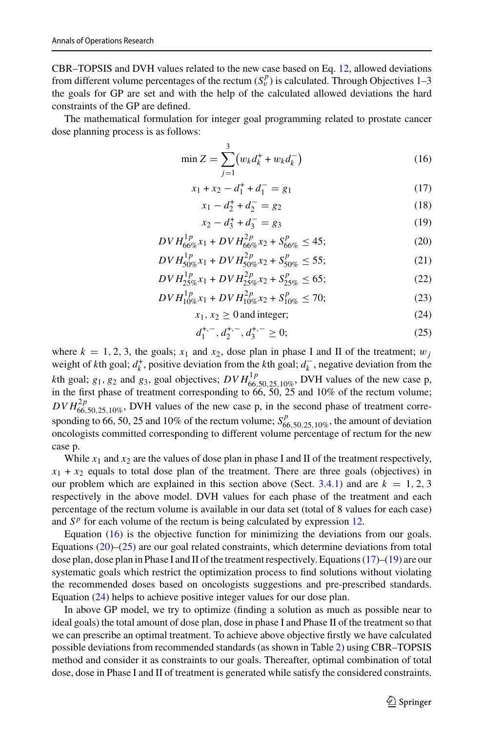CBR–TOPSIS and DVH values related to the new case based on Eq. 12, allowed deviations from different volume percentages of the rectum ($S_v^p$) is calculated. Through Objectives 1–3 the goals for GP are set and with the help of the calculated allowed deviations the hard constraints of the GP are defined.

The mathematical formulation for integer goal programming related to prostate cancer dose planning process is as follows:

$$\min Z = \sum_{j=1}^{3} \left( w_k d_k^+ + w_k d_k^- \right) \tag{16}$$

$$x_1 + x_2 - d_1^+ + d_1^- = g_1 \tag{17}$$

$$x_1 - d_2^+ + d_2^- = g_2 \tag{18}$$

$$x_2 - d_3^+ + d_3^- = g_3 \tag{19}$$

$$DVH_{66\%}^{1p} x_1 + DVH_{66\%}^{2p} x_2 + S_{66\%}^p \leq 45; \tag{20}$$

$$DVH_{50\%}^{1p} x_1 + DVH_{50\%}^{2p} x_2 + S_{50\%}^p \leq 55; \tag{21}$$

$$DVH_{25\%}^{1p} x_1 + DVH_{25\%}^{2p} x_2 + S_{25\%}^p \leq 65; \tag{22}$$

$$DVH_{10\%}^{1p} x_1 + DVH_{10\%}^{2p} x_2 + S_{10\%}^p \leq 70; \tag{23}$$

$$x_1, x_2 \geq 0 \text{ and integer}; \tag{24}$$

$$d_1^{+,-}, d_2^{+,-}, d_3^{+,-} \geq 0; \tag{25}$$

where $k = 1, 2, 3$, the goals; $x_1$ and $x_2$, dose plan in phase I and II of the treatment; $w_j$ weight of $k$th goal; $d_k^+$, positive deviation from the $k$th goal; $d_k^-$, negative deviation from the $k$th goal; $g_1$, $g_2$ and $g_3$, goal objectives; $DVH_{66,50,25,10\%}^{1p}$, DVH values of the new case p, in the first phase of treatment corresponding to 66, 50, 25 and 10% of the rectum volume; $DVH_{66,50,25,10\%}^{2p}$, DVH values of the new case p, in the second phase of treatment corresponding to 66, 50, 25 and 10% of the rectum volume; $S_{66,50,25,10\%}^p$, the amount of deviation oncologists committed corresponding to different volume percentage of rectum for the new case p.

While $x_1$ and $x_2$ are the values of dose plan in phase I and II of the treatment respectively, $x_1 + x_2$ equals to total dose plan of the treatment. There are three goals (objectives) in our problem which are explained in this section above (Sect. 3.4.1) and are $k = 1, 2, 3$ respectively in the above model. DVH values for each phase of the treatment and each percentage of the rectum volume is available in our data set (total of 8 values for each case) and $S^p$ for each volume of the rectum is being calculated by expression 12.

Equation (16) is the objective function for minimizing the deviations from our goals. Equations (20)–(25) are our goal related constraints, which determine deviations from total dose plan, dose plan in Phase I and II of the treatment respectively. Equations (17)–(19) are our systematic goals which restrict the optimization process to find solutions without violating the recommended doses based on oncologists suggestions and pre-prescribed standards. Equation (24) helps to achieve positive integer values for our dose plan.

In above GP model, we try to optimize (finding a solution as much as possible near to ideal goals) the total amount of dose plan, dose in phase I and Phase II of the treatment so that we can prescribe an optimal treatment. To achieve above objective firstly we have calculated possible deviations from recommended standards (as shown in Table 2) using CBR–TOPSIS method and consider it as constraints to our goals. Thereafter, optimal combination of total dose, dose in Phase I and II of treatment is generated while satisfy the considered constraints.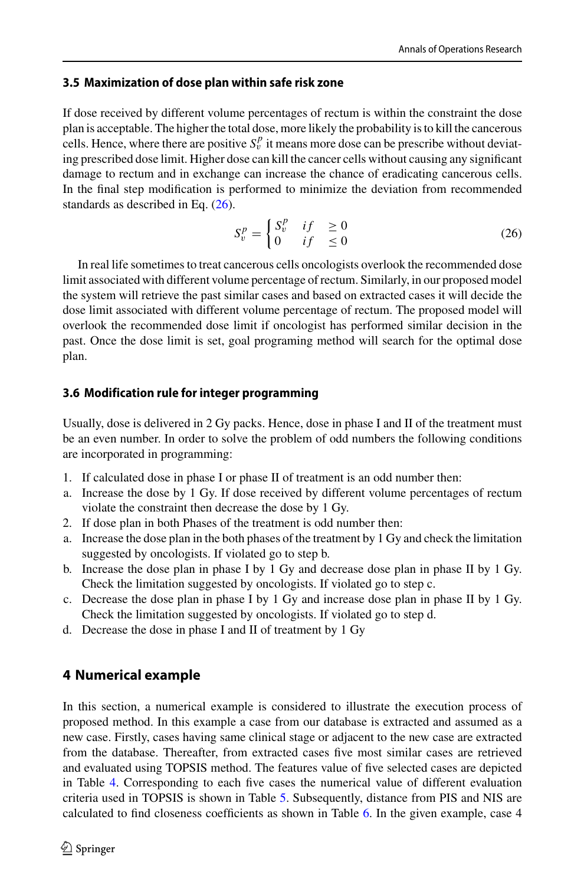### 3.5 Maximization of dose plan within safe risk zone

If dose received by different volume percentages of rectum is within the constraint the dose plan is acceptable. The higher the total dose, more likely the probability is to kill the cancerous cells. Hence, where there are positive $S_v^p$ it means more dose can be prescribe without deviating prescribed dose limit. Higher dose can kill the cancer cells without causing any significant damage to rectum and in exchange can increase the chance of eradicating cancerous cells. In the final step modification is performed to minimize the deviation from recommended standards as described in Eq. (26).

$$S_v^p = \begin{cases} S_v^p & if \quad \geq 0 \\ 0 & if \quad \leq 0 \end{cases} \tag{26}$$

In real life sometimes to treat cancerous cells oncologists overlook the recommended dose limit associated with different volume percentage of rectum. Similarly, in our proposed model the system will retrieve the past similar cases and based on extracted cases it will decide the dose limit associated with different volume percentage of rectum. The proposed model will overlook the recommended dose limit if oncologist has performed similar decision in the past. Once the dose limit is set, goal programing method will search for the optimal dose plan.

### 3.6 Modification rule for integer programming

Usually, dose is delivered in 2 Gy packs. Hence, dose in phase I and II of the treatment must be an even number. In order to solve the problem of odd numbers the following conditions are incorporated in programming:

1. If calculated dose in phase I or phase II of treatment is an odd number then:
   a. Increase the dose by 1 Gy. If dose received by different volume percentages of rectum violate the constraint then decrease the dose by 1 Gy.
2. If dose plan in both Phases of the treatment is odd number then:
   a. Increase the dose plan in the both phases of the treatment by 1 Gy and check the limitation suggested by oncologists. If violated go to step b.
   b. Increase the dose plan in phase I by 1 Gy and decrease dose plan in phase II by 1 Gy. Check the limitation suggested by oncologists. If violated go to step c.
   c. Decrease the dose plan in phase I by 1 Gy and increase dose plan in phase II by 1 Gy. Check the limitation suggested by oncologists. If violated go to step d.
   d. Decrease the dose in phase I and II of treatment by 1 Gy

## 4 Numerical example

In this section, a numerical example is considered to illustrate the execution process of proposed method. In this example a case from our database is extracted and assumed as a new case. Firstly, cases having same clinical stage or adjacent to the new case are extracted from the database. Thereafter, from extracted cases five most similar cases are retrieved and evaluated using TOPSIS method. The features value of five selected cases are depicted in Table 4. Corresponding to each five cases the numerical value of different evaluation criteria used in TOPSIS is shown in Table 5. Subsequently, distance from PIS and NIS are calculated to find closeness coefficients as shown in Table 6. In the given example, case 4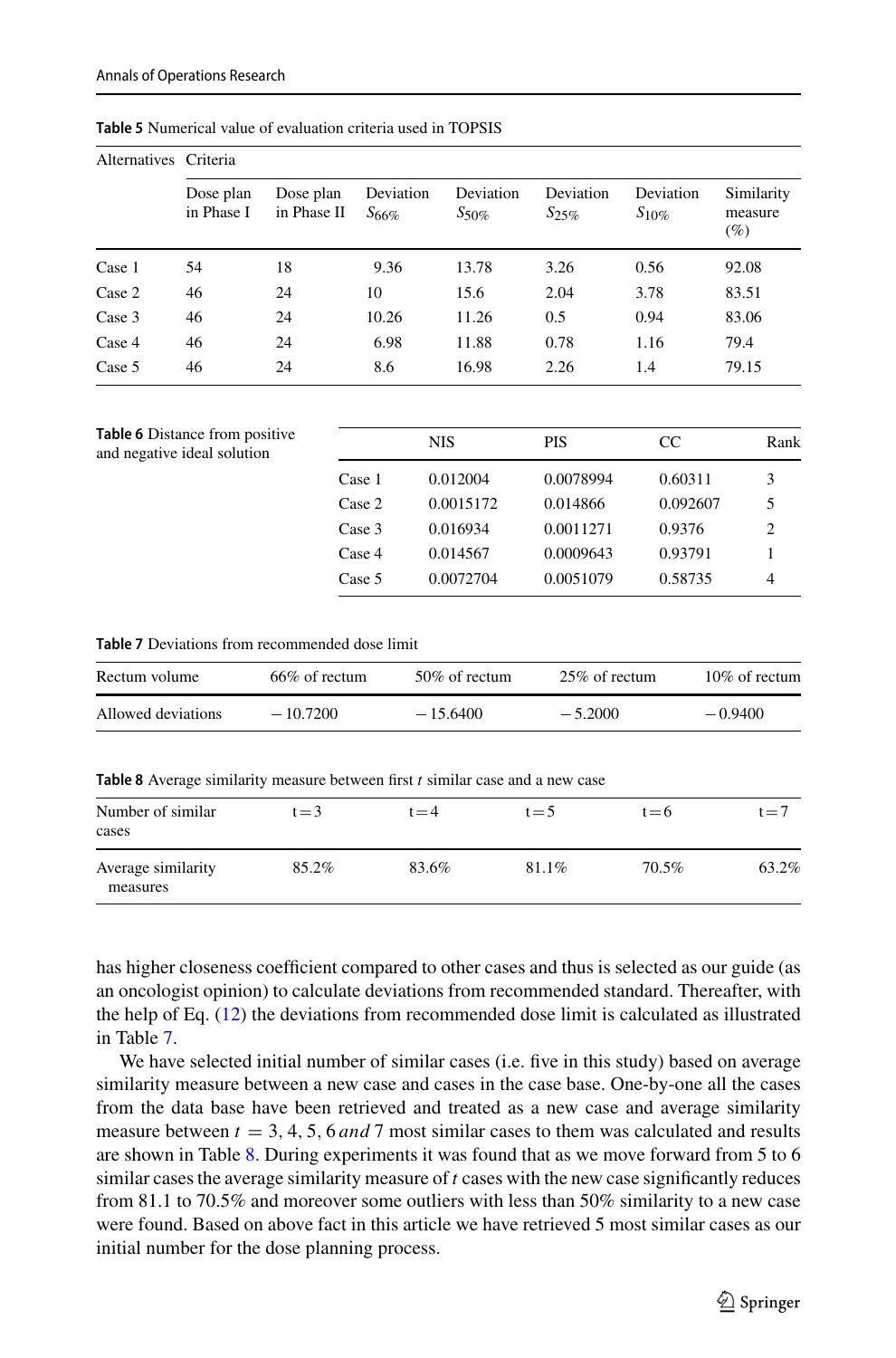**Table 5** Numerical value of evaluation criteria used in TOPSIS

| Alternatives | Criteria | | | | | | |
|---|---|---|---|---|---|---|---|
| | Dose plan in Phase I | Dose plan in Phase II | Deviation $S_{66\%}$ | Deviation $S_{50\%}$ | Deviation $S_{25\%}$ | Deviation $S_{10\%}$ | Similarity measure (%) |
| Case 1 | 54 | 18 | 9.36 | 13.78 | 3.26 | 0.56 | 92.08 |
| Case 2 | 46 | 24 | 10 | 15.6 | 2.04 | 3.78 | 83.51 |
| Case 3 | 46 | 24 | 10.26 | 11.26 | 0.5 | 0.94 | 83.06 |
| Case 4 | 46 | 24 | 6.98 | 11.88 | 0.78 | 1.16 | 79.4 |
| Case 5 | 46 | 24 | 8.6 | 16.98 | 2.26 | 1.4 | 79.15 |

**Table 6** Distance from positive and negative ideal solution

| | NIS | PIS | CC | Rank |
|---|---|---|---|---|
| Case 1 | 0.012004 | 0.0078994 | 0.60311 | 3 |
| Case 2 | 0.0015172 | 0.014866 | 0.092607 | 5 |
| Case 3 | 0.016934 | 0.0011271 | 0.9376 | 2 |
| Case 4 | 0.014567 | 0.0009643 | 0.93791 | 1 |
| Case 5 | 0.0072704 | 0.0051079 | 0.58735 | 4 |

**Table 7** Deviations from recommended dose limit

| Rectum volume | 66% of rectum | 50% of rectum | 25% of rectum | 10% of rectum |
|---|---|---|---|---|
| Allowed deviations | − 10.7200 | − 15.6400 | − 5.2000 | − 0.9400 |

**Table 8** Average similarity measure between first $t$ similar case and a new case

| Number of similar cases | t = 3 | t = 4 | t = 5 | t = 6 | t = 7 |
|---|---|---|---|---|---|
| Average similarity measures | 85.2% | 83.6% | 81.1% | 70.5% | 63.2% |

has higher closeness coefficient compared to other cases and thus is selected as our guide (as an oncologist opinion) to calculate deviations from recommended standard. Thereafter, with the help of Eq. (12) the deviations from recommended dose limit is calculated as illustrated in Table 7.

We have selected initial number of similar cases (i.e. five in this study) based on average similarity measure between a new case and cases in the case base. One-by-one all the cases from the data base have been retrieved and treated as a new case and average similarity measure between $t = 3, 4, 5, 6$ *and* 7 most similar cases to them was calculated and results are shown in Table 8. During experiments it was found that as we move forward from 5 to 6 similar cases the average similarity measure of $t$ cases with the new case significantly reduces from 81.1 to 70.5% and moreover some outliers with less than 50% similarity to a new case were found. Based on above fact in this article we have retrieved 5 most similar cases as our initial number for the dose planning process.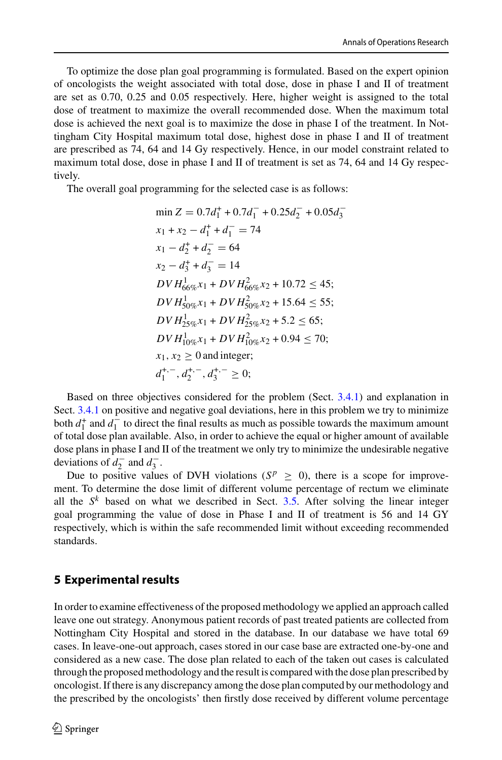To optimize the dose plan goal programming is formulated. Based on the expert opinion of oncologists the weight associated with total dose, dose in phase I and II of treatment are set as 0.70, 0.25 and 0.05 respectively. Here, higher weight is assigned to the total dose of treatment to maximize the overall recommended dose. When the maximum total dose is achieved the next goal is to maximize the dose in phase I of the treatment. In Nottingham City Hospital maximum total dose, highest dose in phase I and II of treatment are prescribed as 74, 64 and 14 Gy respectively. Hence, in our model constraint related to maximum total dose, dose in phase I and II of treatment is set as 74, 64 and 14 Gy respectively.

The overall goal programming for the selected case is as follows:

$$
\begin{aligned}
&\min Z = 0.7d_1^+ + 0.7d_1^- + 0.25d_2^- + 0.05d_3^- \\
&x_1 + x_2 - d_1^+ + d_1^- = 74 \\
&x_1 - d_2^+ + d_2^- = 64 \\
&x_2 - d_3^+ + d_3^- = 14 \\
&DVH^1_{66\%}x_1 + DVH^2_{66\%}x_2 + 10.72 \leq 45; \\
&DVH^1_{50\%}x_1 + DVH^2_{50\%}x_2 + 15.64 \leq 55; \\
&DVH^1_{25\%}x_1 + DVH^2_{25\%}x_2 + 5.2 \leq 65; \\
&DVH^1_{10\%}x_1 + DVH^2_{10\%}x_2 + 0.94 \leq 70; \\
&x_1, x_2 \geq 0 \text{ and integer}; \\
&d_1^{+,-}, d_2^{+,-}, d_3^{+,-} \geq 0;
\end{aligned}
$$

Based on three objectives considered for the problem (Sect. 3.4.1) and explanation in Sect. 3.4.1 on positive and negative goal deviations, here in this problem we try to minimize both $d_1^+$ and $d_1^-$ to direct the final results as much as possible towards the maximum amount of total dose plan available. Also, in order to achieve the equal or higher amount of available dose plans in phase I and II of the treatment we only try to minimize the undesirable negative deviations of $d_2^-$ and $d_3^-$.

Due to positive values of DVH violations ($S^p \geq 0$), there is a scope for improvement. To determine the dose limit of different volume percentage of rectum we eliminate all the $S^k$ based on what we described in Sect. 3.5. After solving the linear integer goal programming the value of dose in Phase I and II of treatment is 56 and 14 GY respectively, which is within the safe recommended limit without exceeding recommended standards.

## 5 Experimental results

In order to examine effectiveness of the proposed methodology we applied an approach called leave one out strategy. Anonymous patient records of past treated patients are collected from Nottingham City Hospital and stored in the database. In our database we have total 69 cases. In leave-one-out approach, cases stored in our case base are extracted one-by-one and considered as a new case. The dose plan related to each of the taken out cases is calculated through the proposed methodology and the result is compared with the dose plan prescribed by oncologist. If there is any discrepancy among the dose plan computed by our methodology and the prescribed by the oncologists' then firstly dose received by different volume percentage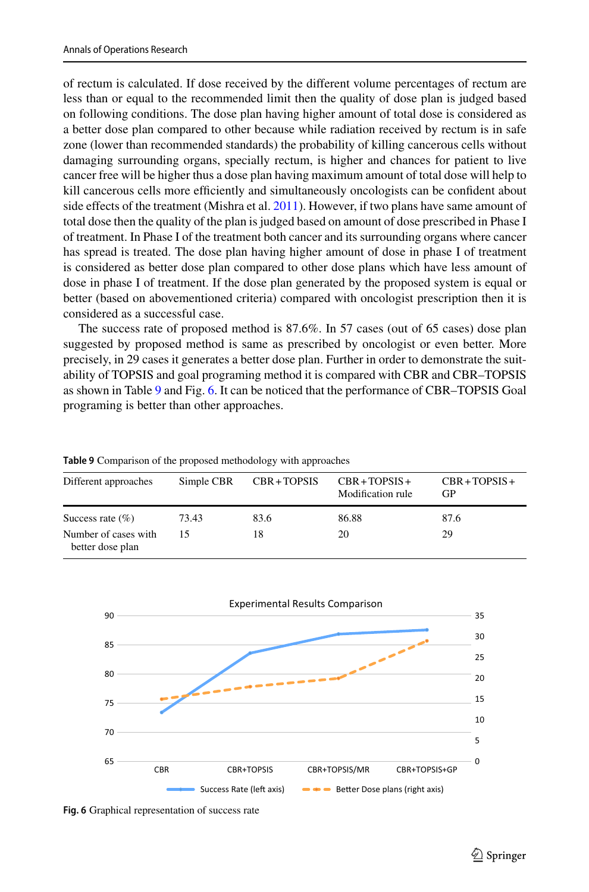of rectum is calculated. If dose received by the different volume percentages of rectum are less than or equal to the recommended limit then the quality of dose plan is judged based on following conditions. The dose plan having higher amount of total dose is considered as a better dose plan compared to other because while radiation received by rectum is in safe zone (lower than recommended standards) the probability of killing cancerous cells without damaging surrounding organs, specially rectum, is higher and chances for patient to live cancer free will be higher thus a dose plan having maximum amount of total dose will help to kill cancerous cells more efficiently and simultaneously oncologists can be confident about side effects of the treatment (Mishra et al. 2011). However, if two plans have same amount of total dose then the quality of the plan is judged based on amount of dose prescribed in Phase I of treatment. In Phase I of the treatment both cancer and its surrounding organs where cancer has spread is treated. The dose plan having higher amount of dose in phase I of treatment is considered as better dose plan compared to other dose plans which have less amount of dose in phase I of treatment. If the dose plan generated by the proposed system is equal or better (based on abovementioned criteria) compared with oncologist prescription then it is considered as a successful case.

The success rate of proposed method is 87.6%. In 57 cases (out of 65 cases) dose plan suggested by proposed method is same as prescribed by oncologist or even better. More precisely, in 29 cases it generates a better dose plan. Further in order to demonstrate the suitability of TOPSIS and goal programing method it is compared with CBR and CBR–TOPSIS as shown in Table 9 and Fig. 6. It can be noticed that the performance of CBR–TOPSIS Goal programing is better than other approaches.

**Table 9** Comparison of the proposed methodology with approaches

| Different approaches | Simple CBR | CBR + TOPSIS | CBR + TOPSIS + Modification rule | CBR + TOPSIS + GP |
|---|---|---|---|---|
| Success rate (%) | 73.43 | 83.6 | 86.88 | 87.6 |
| Number of cases with better dose plan | 15 | 18 | 20 | 29 |

**Fig. 6** Graphical representation of success rate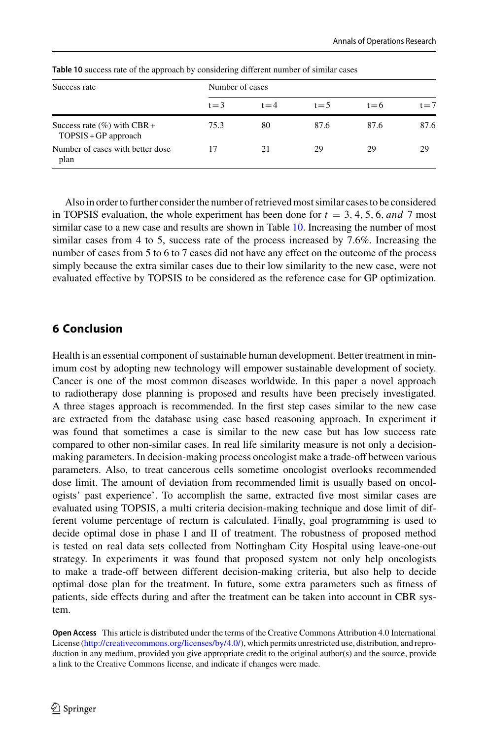**Table 10** success rate of the approach by considering different number of similar cases

| Success rate | Number of cases | | | | |
|---|---|---|---|---|---|
| | t = 3 | t = 4 | t = 5 | t = 6 | t = 7 |
| Success rate (%) with CBR + TOPSIS + GP approach | 75.3 | 80 | 87.6 | 87.6 | 87.6 |
| Number of cases with better dose plan | 17 | 21 | 29 | 29 | 29 |

Also in order to further consider the number of retrieved most similar cases to be considered in TOPSIS evaluation, the whole experiment has been done for $t = 3, 4, 5, 6, and$ 7 most similar case to a new case and results are shown in Table 10. Increasing the number of most similar cases from 4 to 5, success rate of the process increased by 7.6%. Increasing the number of cases from 5 to 6 to 7 cases did not have any effect on the outcome of the process simply because the extra similar cases due to their low similarity to the new case, were not evaluated effective by TOPSIS to be considered as the reference case for GP optimization.

## 6 Conclusion

Health is an essential component of sustainable human development. Better treatment in minimum cost by adopting new technology will empower sustainable development of society. Cancer is one of the most common diseases worldwide. In this paper a novel approach to radiotherapy dose planning is proposed and results have been precisely investigated. A three stages approach is recommended. In the first step cases similar to the new case are extracted from the database using case based reasoning approach. In experiment it was found that sometimes a case is similar to the new case but has low success rate compared to other non-similar cases. In real life similarity measure is not only a decision-making parameters. In decision-making process oncologist make a trade-off between various parameters. Also, to treat cancerous cells sometime oncologist overlooks recommended dose limit. The amount of deviation from recommended limit is usually based on oncologists' past experience'. To accomplish the same, extracted five most similar cases are evaluated using TOPSIS, a multi criteria decision-making technique and dose limit of different volume percentage of rectum is calculated. Finally, goal programming is used to decide optimal dose in phase I and II of treatment. The robustness of proposed method is tested on real data sets collected from Nottingham City Hospital using leave-one-out strategy. In experiments it was found that proposed system not only help oncologists to make a trade-off between different decision-making criteria, but also help to decide optimal dose plan for the treatment. In future, some extra parameters such as fitness of patients, side effects during and after the treatment can be taken into account in CBR system.

**Open Access** This article is distributed under the terms of the Creative Commons Attribution 4.0 International License (http://creativecommons.org/licenses/by/4.0/), which permits unrestricted use, distribution, and reproduction in any medium, provided you give appropriate credit to the original author(s) and the source, provide a link to the Creative Commons license, and indicate if changes were made.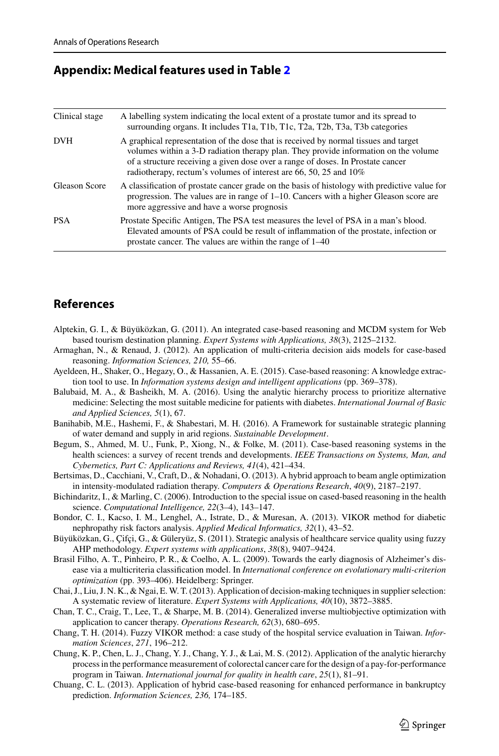## Appendix: Medical features used in Table 2

| | |
|---|---|
| Clinical stage | A labelling system indicating the local extent of a prostate tumor and its spread to surrounding organs. It includes T1a, T1b, T1c, T2a, T2b, T3a, T3b categories |
| DVH | A graphical representation of the dose that is received by normal tissues and target volumes within a 3-D radiation therapy plan. They provide information on the volume of a structure receiving a given dose over a range of doses. In Prostate cancer radiotherapy, rectum's volumes of interest are 66, 50, 25 and 10% |
| Gleason Score | A classification of prostate cancer grade on the basis of histology with predictive value for progression. The values are in range of 1–10. Cancers with a higher Gleason score are more aggressive and have a worse prognosis |
| PSA | Prostate Specific Antigen, The PSA test measures the level of PSA in a man's blood. Elevated amounts of PSA could be result of inflammation of the prostate, infection or prostate cancer. The values are within the range of 1–40 |

## References

Alptekin, G. I., & Büyüközkan, G. (2011). An integrated case-based reasoning and MCDM system for Web based tourism destination planning. *Expert Systems with Applications, 38*(3), 2125–2132.

Armaghan, N., & Renaud, J. (2012). An application of multi-criteria decision aids models for case-based reasoning. *Information Sciences, 210,* 55–66.

Ayeldeen, H., Shaker, O., Hegazy, O., & Hassanien, A. E. (2015). Case-based reasoning: A knowledge extraction tool to use. In *Information systems design and intelligent applications* (pp. 369–378).

Balubaid, M. A., & Basheikh, M. A. (2016). Using the analytic hierarchy process to prioritize alternative medicine: Selecting the most suitable medicine for patients with diabetes. *International Journal of Basic and Applied Sciences, 5*(1), 67.

Banihabib, M.E., Hashemi, F., & Shabestari, M. H. (2016). A Framework for sustainable strategic planning of water demand and supply in arid regions. *Sustainable Development*.

Begum, S., Ahmed, M. U., Funk, P., Xiong, N., & Folke, M. (2011). Case-based reasoning systems in the health sciences: a survey of recent trends and developments. *IEEE Transactions on Systems, Man, and Cybernetics, Part C: Applications and Reviews, 41*(4), 421–434.

Bertsimas, D., Cacchiani, V., Craft, D., & Nohadani, O. (2013). A hybrid approach to beam angle optimization in intensity-modulated radiation therapy. *Computers & Operations Research*, *40*(9), 2187–2197.

Bichindaritz, I., & Marling, C. (2006). Introduction to the special issue on cased-based reasoning in the health science. *Computational Intelligence, 22*(3–4), 143–147.

Bondor, C. I., Kacso, I. M., Lenghel, A., Istrate, D., & Muresan, A. (2013). VIKOR method for diabetic nephropathy risk factors analysis. *Applied Medical Informatics, 32*(1), 43–52.

Büyüközkan, G., Çifçi, G., & Güleryüz, S. (2011). Strategic analysis of healthcare service quality using fuzzy AHP methodology. *Expert systems with applications*, *38*(8), 9407–9424.

Brasil Filho, A. T., Pinheiro, P. R., & Coelho, A. L. (2009). Towards the early diagnosis of Alzheimer's disease via a multicriteria classification model. In *International conference on evolutionary multi-criterion optimization* (pp. 393–406). Heidelberg: Springer.

Chai, J., Liu, J. N. K., & Ngai, E. W. T. (2013). Application of decision-making techniques in supplier selection: A systematic review of literature. *Expert Systems with Applications, 40*(10), 3872–3885.

Chan, T. C., Craig, T., Lee, T., & Sharpe, M. B. (2014). Generalized inverse multiobjective optimization with application to cancer therapy. *Operations Research, 62*(3), 680–695.

Chang, T. H. (2014). Fuzzy VIKOR method: a case study of the hospital service evaluation in Taiwan. *Information Sciences*, *271*, 196–212.

Chung, K. P., Chen, L. J., Chang, Y. J., Chang, Y. J., & Lai, M. S. (2012). Application of the analytic hierarchy process in the performance measurement of colorectal cancer care for the design of a pay-for-performance program in Taiwan. *International journal for quality in health care*, *25*(1), 81–91.

Chuang, C. L. (2013). Application of hybrid case-based reasoning for enhanced performance in bankruptcy prediction. *Information Sciences, 236,* 174–185.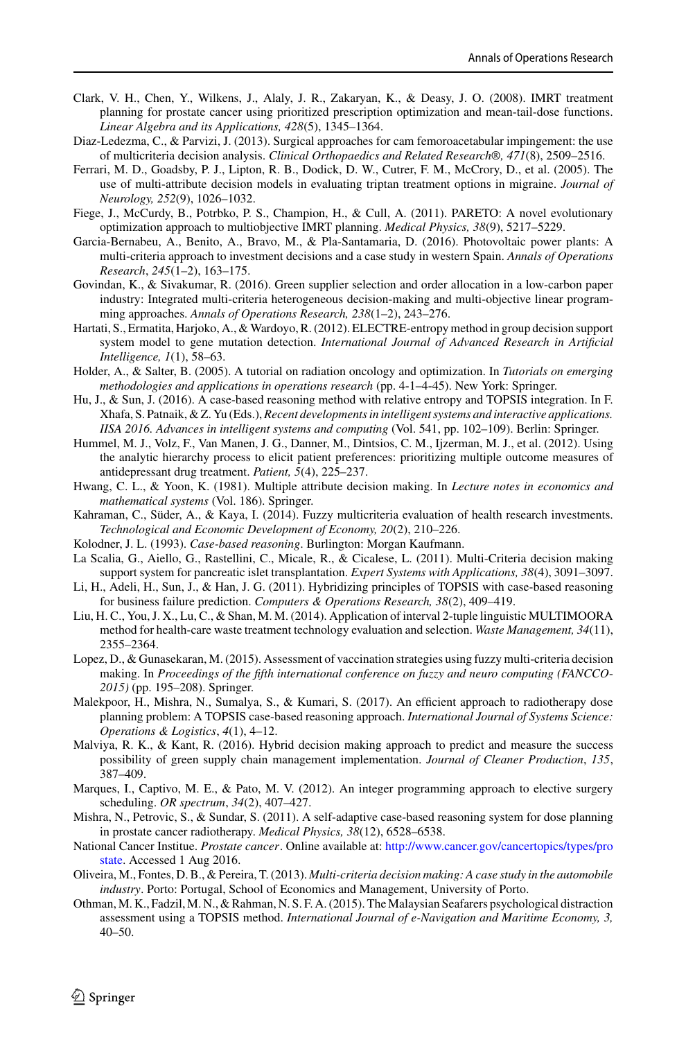Clark, V. H., Chen, Y., Wilkens, J., Alaly, J. R., Zakaryan, K., & Deasy, J. O. (2008). IMRT treatment planning for prostate cancer using prioritized prescription optimization and mean-tail-dose functions. *Linear Algebra and its Applications, 428*(5), 1345–1364.

Diaz-Ledezma, C., & Parvizi, J. (2013). Surgical approaches for cam femoroacetabular impingement: the use of multicriteria decision analysis. *Clinical Orthopaedics and Related Research®, 471*(8), 2509–2516.

Ferrari, M. D., Goadsby, P. J., Lipton, R. B., Dodick, D. W., Cutrer, F. M., McCrory, D., et al. (2005). The use of multi-attribute decision models in evaluating triptan treatment options in migraine. *Journal of Neurology, 252*(9), 1026–1032.

Fiege, J., McCurdy, B., Potrbko, P. S., Champion, H., & Cull, A. (2011). PARETO: A novel evolutionary optimization approach to multiobjective IMRT planning. *Medical Physics, 38*(9), 5217–5229.

Garcia-Bernabeu, A., Benito, A., Bravo, M., & Pla-Santamaria, D. (2016). Photovoltaic power plants: A multi-criteria approach to investment decisions and a case study in western Spain. *Annals of Operations Research*, *245*(1–2), 163–175.

Govindan, K., & Sivakumar, R. (2016). Green supplier selection and order allocation in a low-carbon paper industry: Integrated multi-criteria heterogeneous decision-making and multi-objective linear programming approaches. *Annals of Operations Research, 238*(1–2), 243–276.

Hartati, S., Ermatita, Harjoko, A., & Wardoyo, R. (2012). ELECTRE-entropy method in group decision support system model to gene mutation detection. *International Journal of Advanced Research in Artificial Intelligence, 1*(1), 58–63.

Holder, A., & Salter, B. (2005). A tutorial on radiation oncology and optimization. In *Tutorials on emerging methodologies and applications in operations research* (pp. 4-1–4-45). New York: Springer.

Hu, J., & Sun, J. (2016). A case-based reasoning method with relative entropy and TOPSIS integration. In F. Xhafa, S. Patnaik, & Z. Yu (Eds.), *Recent developments in intelligent systems and interactive applications. IISA 2016. Advances in intelligent systems and computing* (Vol. 541, pp. 102–109). Berlin: Springer.

Hummel, M. J., Volz, F., Van Manen, J. G., Danner, M., Dintsios, C. M., Ijzerman, M. J., et al. (2012). Using the analytic hierarchy process to elicit patient preferences: prioritizing multiple outcome measures of antidepressant drug treatment. *Patient, 5*(4), 225–237.

Hwang, C. L., & Yoon, K. (1981). Multiple attribute decision making. In *Lecture notes in economics and mathematical systems* (Vol. 186). Springer.

Kahraman, C., Süder, A., & Kaya, I. (2014). Fuzzy multicriteria evaluation of health research investments. *Technological and Economic Development of Economy, 20*(2), 210–226.

Kolodner, J. L. (1993). *Case-based reasoning*. Burlington: Morgan Kaufmann.

La Scalia, G., Aiello, G., Rastellini, C., Micale, R., & Cicalese, L. (2011). Multi-Criteria decision making support system for pancreatic islet transplantation. *Expert Systems with Applications, 38*(4), 3091–3097.

Li, H., Adeli, H., Sun, J., & Han, J. G. (2011). Hybridizing principles of TOPSIS with case-based reasoning for business failure prediction. *Computers & Operations Research, 38*(2), 409–419.

Liu, H. C., You, J. X., Lu, C., & Shan, M. M. (2014). Application of interval 2-tuple linguistic MULTIMOORA method for health-care waste treatment technology evaluation and selection. *Waste Management, 34*(11), 2355–2364.

Lopez, D., & Gunasekaran, M. (2015). Assessment of vaccination strategies using fuzzy multi-criteria decision making. In *Proceedings of the fifth international conference on fuzzy and neuro computing (FANCCO-2015)* (pp. 195–208). Springer.

Malekpoor, H., Mishra, N., Sumalya, S., & Kumari, S. (2017). An efficient approach to radiotherapy dose planning problem: A TOPSIS case-based reasoning approach. *International Journal of Systems Science: Operations & Logistics*, *4*(1), 4–12.

Malviya, R. K., & Kant, R. (2016). Hybrid decision making approach to predict and measure the success possibility of green supply chain management implementation. *Journal of Cleaner Production*, *135*, 387–409.

Marques, I., Captivo, M. E., & Pato, M. V. (2012). An integer programming approach to elective surgery scheduling. *OR spectrum*, *34*(2), 407–427.

Mishra, N., Petrovic, S., & Sundar, S. (2011). A self-adaptive case-based reasoning system for dose planning in prostate cancer radiotherapy. *Medical Physics, 38*(12), 6528–6538.

National Cancer Institue. *Prostate cancer*. Online available at: http://www.cancer.gov/cancertopics/types/prostate. Accessed 1 Aug 2016.

Oliveira, M., Fontes, D. B., & Pereira, T. (2013). *Multi-criteria decision making: A case study in the automobile industry*. Porto: Portugal, School of Economics and Management, University of Porto.

Othman, M. K., Fadzil, M. N., & Rahman, N. S. F. A. (2015). The Malaysian Seafarers psychological distraction assessment using a TOPSIS method. *International Journal of e-Navigation and Maritime Economy, 3,* 40–50.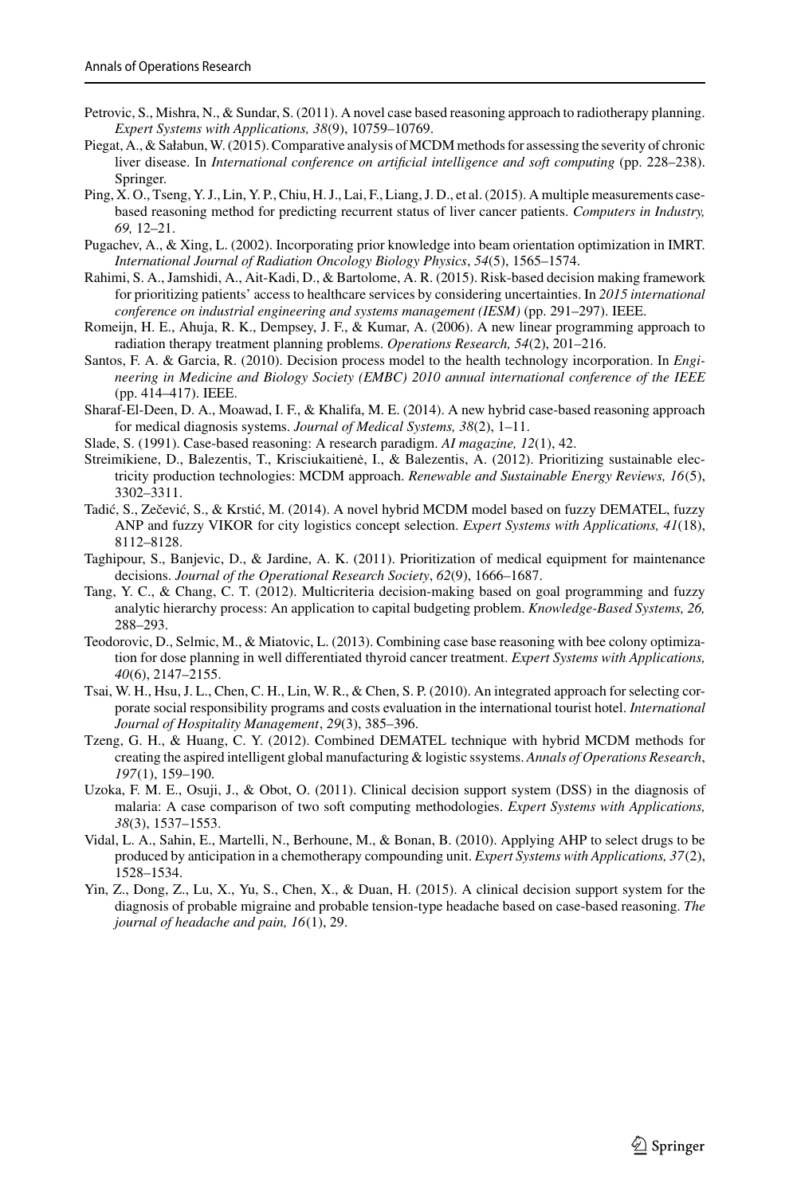Petrovic, S., Mishra, N., & Sundar, S. (2011). A novel case based reasoning approach to radiotherapy planning. *Expert Systems with Applications, 38*(9), 10759–10769.

Piegat, A., & Sałabun, W. (2015). Comparative analysis of MCDM methods for assessing the severity of chronic liver disease. In *International conference on artificial intelligence and soft computing* (pp. 228–238). Springer.

Ping, X. O., Tseng, Y. J., Lin, Y. P., Chiu, H. J., Lai, F., Liang, J. D., et al. (2015). A multiple measurements case-based reasoning method for predicting recurrent status of liver cancer patients. *Computers in Industry, 69,* 12–21.

Pugachev, A., & Xing, L. (2002). Incorporating prior knowledge into beam orientation optimization in IMRT. *International Journal of Radiation Oncology Biology Physics*, *54*(5), 1565–1574.

Rahimi, S. A., Jamshidi, A., Ait-Kadi, D., & Bartolome, A. R. (2015). Risk-based decision making framework for prioritizing patients' access to healthcare services by considering uncertainties. In *2015 international conference on industrial engineering and systems management (IESM)* (pp. 291–297). IEEE.

Romeijn, H. E., Ahuja, R. K., Dempsey, J. F., & Kumar, A. (2006). A new linear programming approach to radiation therapy treatment planning problems. *Operations Research, 54*(2), 201–216.

Santos, F. A. & Garcia, R. (2010). Decision process model to the health technology incorporation. In *Engineering in Medicine and Biology Society (EMBC) 2010 annual international conference of the IEEE* (pp. 414–417). IEEE.

Sharaf-El-Deen, D. A., Moawad, I. F., & Khalifa, M. E. (2014). A new hybrid case-based reasoning approach for medical diagnosis systems. *Journal of Medical Systems, 38*(2), 1–11.

Slade, S. (1991). Case-based reasoning: A research paradigm. *AI magazine, 12*(1), 42.

Streimikiene, D., Balezentis, T., Krisciukaitienė, I., & Balezentis, A. (2012). Prioritizing sustainable electricity production technologies: MCDM approach. *Renewable and Sustainable Energy Reviews, 16*(5), 3302–3311.

Tadić, S., Zečević, S., & Krstić, M. (2014). A novel hybrid MCDM model based on fuzzy DEMATEL, fuzzy ANP and fuzzy VIKOR for city logistics concept selection. *Expert Systems with Applications, 41*(18), 8112–8128.

Taghipour, S., Banjevic, D., & Jardine, A. K. (2011). Prioritization of medical equipment for maintenance decisions. *Journal of the Operational Research Society*, *62*(9), 1666–1687.

Tang, Y. C., & Chang, C. T. (2012). Multicriteria decision-making based on goal programming and fuzzy analytic hierarchy process: An application to capital budgeting problem. *Knowledge-Based Systems, 26,* 288–293.

Teodorovic, D., Selmic, M., & Miatovic, L. (2013). Combining case base reasoning with bee colony optimization for dose planning in well differentiated thyroid cancer treatment. *Expert Systems with Applications, 40*(6), 2147–2155.

Tsai, W. H., Hsu, J. L., Chen, C. H., Lin, W. R., & Chen, S. P. (2010). An integrated approach for selecting corporate social responsibility programs and costs evaluation in the international tourist hotel. *International Journal of Hospitality Management*, *29*(3), 385–396.

Tzeng, G. H., & Huang, C. Y. (2012). Combined DEMATEL technique with hybrid MCDM methods for creating the aspired intelligent global manufacturing & logistic ssystems. *Annals of Operations Research*, *197*(1), 159–190.

Uzoka, F. M. E., Osuji, J., & Obot, O. (2011). Clinical decision support system (DSS) in the diagnosis of malaria: A case comparison of two soft computing methodologies. *Expert Systems with Applications, 38*(3), 1537–1553.

Vidal, L. A., Sahin, E., Martelli, N., Berhoune, M., & Bonan, B. (2010). Applying AHP to select drugs to be produced by anticipation in a chemotherapy compounding unit. *Expert Systems with Applications, 37*(2), 1528–1534.

Yin, Z., Dong, Z., Lu, X., Yu, S., Chen, X., & Duan, H. (2015). A clinical decision support system for the diagnosis of probable migraine and probable tension-type headache based on case-based reasoning. *The journal of headache and pain, 16*(1), 29.